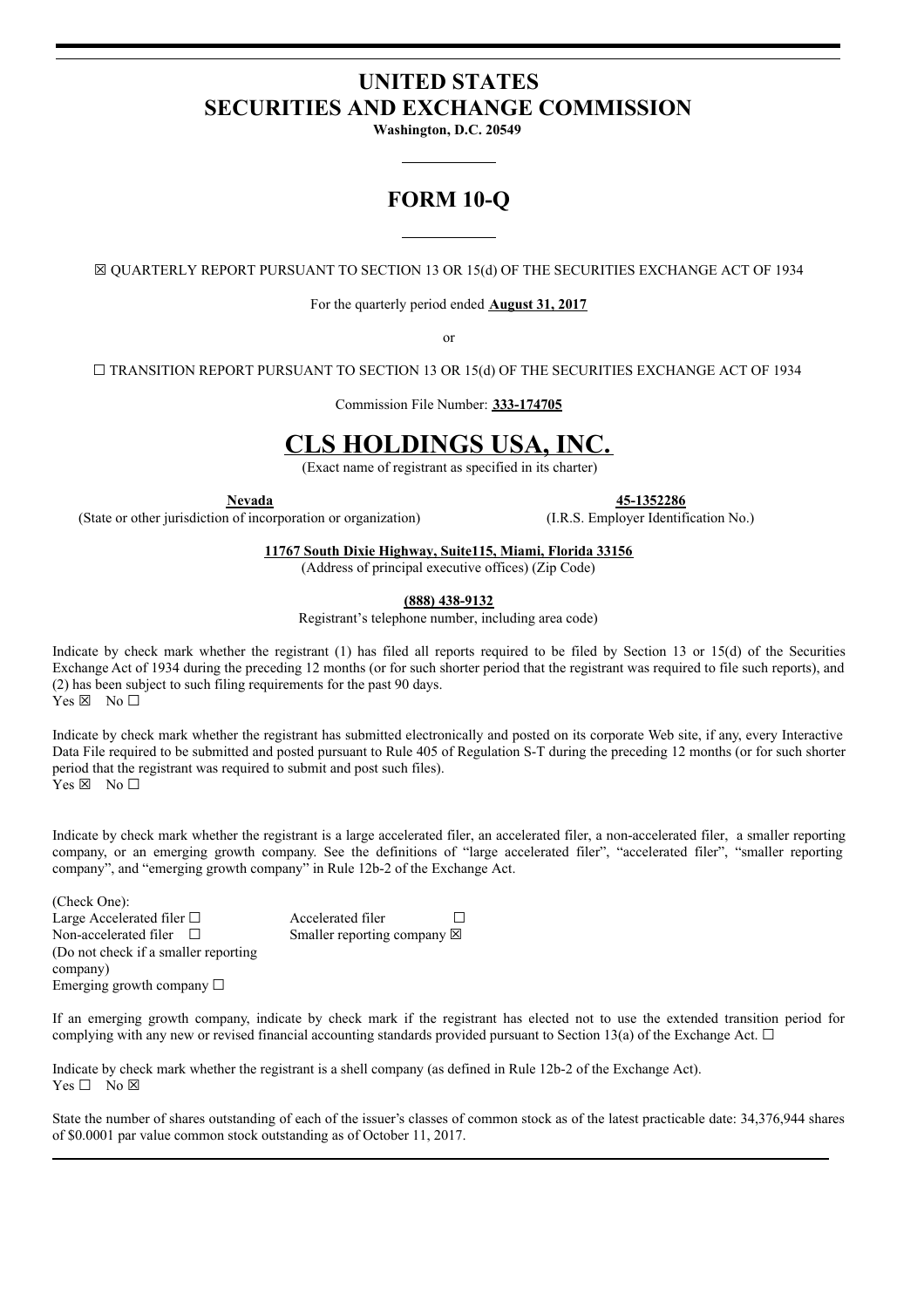# UNITED STATES
# SECURITIES AND EXCHANGE COMMISSION

**Washington, D.C. 20549**

## FORM 10-Q

☒ QUARTERLY REPORT PURSUANT TO SECTION 13 OR 15(d) OF THE SECURITIES EXCHANGE ACT OF 1934

For the quarterly period ended **August 31, 2017**

or

☐ TRANSITION REPORT PURSUANT TO SECTION 13 OR 15(d) OF THE SECURITIES EXCHANGE ACT OF 1934

Commission File Number: **333-174705**

# CLS HOLDINGS USA, INC.

(Exact name of registrant as specified in its charter)

| **Nevada** | **45-1352286** |
|---|---|
| (State or other jurisdiction of incorporation or organization) | (I.R.S. Employer Identification No.) |

**11767 South Dixie Highway, Suite115, Miami, Florida 33156**
(Address of principal executive offices) (Zip Code)

**(888) 438-9132**
Registrant's telephone number, including area code)

Indicate by check mark whether the registrant (1) has filed all reports required to be filed by Section 13 or 15(d) of the Securities Exchange Act of 1934 during the preceding 12 months (or for such shorter period that the registrant was required to file such reports), and (2) has been subject to such filing requirements for the past 90 days.
Yes ☒ No ☐

Indicate by check mark whether the registrant has submitted electronically and posted on its corporate Web site, if any, every Interactive Data File required to be submitted and posted pursuant to Rule 405 of Regulation S-T during the preceding 12 months (or for such shorter period that the registrant was required to submit and post such files).
Yes ☒ No ☐

Indicate by check mark whether the registrant is a large accelerated filer, an accelerated filer, a non-accelerated filer, a smaller reporting company, or an emerging growth company. See the definitions of "large accelerated filer", "accelerated filer", "smaller reporting company", and "emerging growth company" in Rule 12b-2 of the Exchange Act.

(Check One):

| | |
|---|---|
| Large Accelerated filer ☐ | Accelerated filer ☐ |
| Non-accelerated filer ☐ (Do not check if a smaller reporting company) | Smaller reporting company ☒ |
| Emerging growth company ☐ | |

If an emerging growth company, indicate by check mark if the registrant has elected not to use the extended transition period for complying with any new or revised financial accounting standards provided pursuant to Section 13(a) of the Exchange Act. ☐

Indicate by check mark whether the registrant is a shell company (as defined in Rule 12b-2 of the Exchange Act).
Yes ☐ No ☒

State the number of shares outstanding of each of the issuer's classes of common stock as of the latest practicable date: 34,376,944 shares of $0.0001 par value common stock outstanding as of October 11, 2017.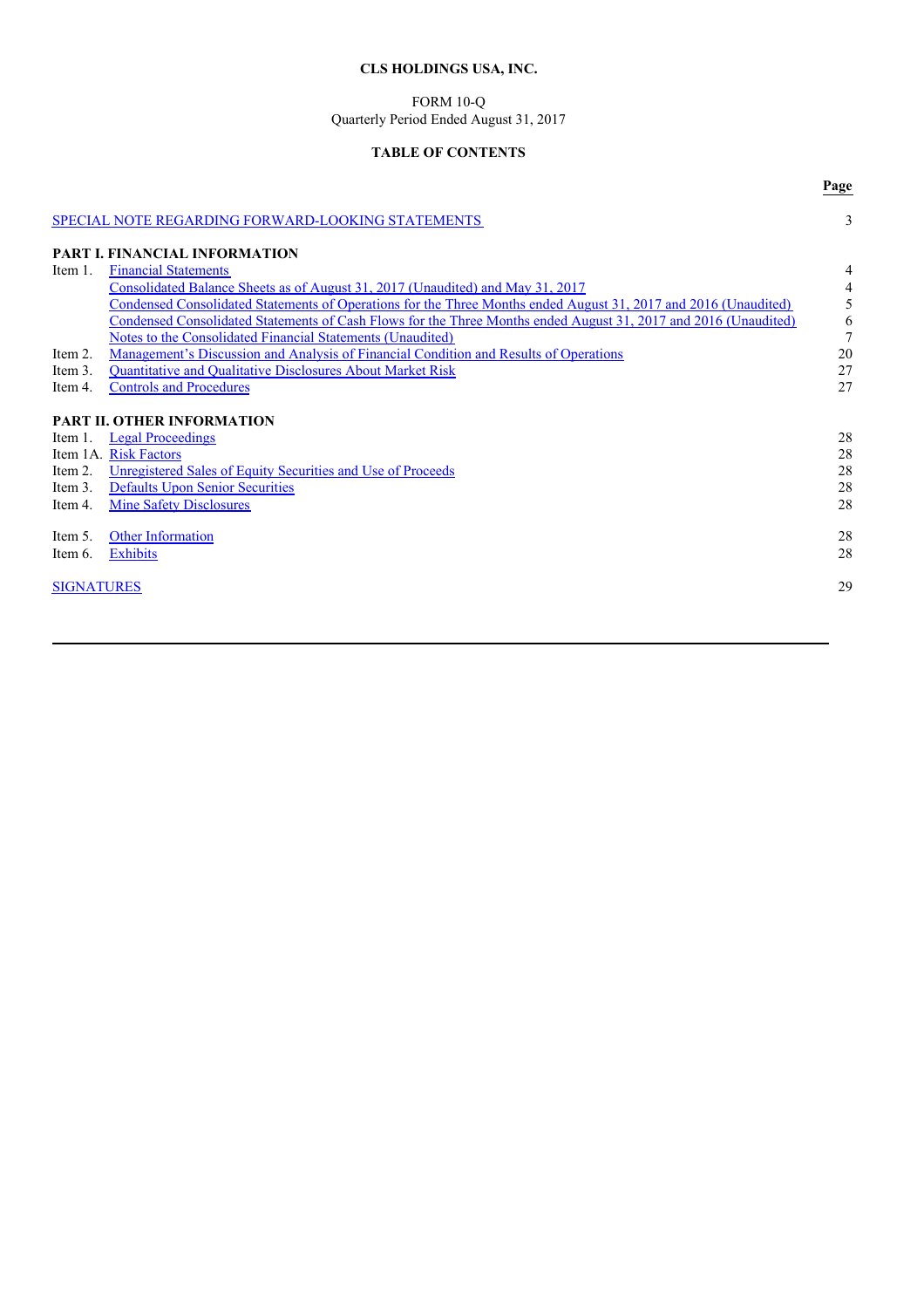**CLS HOLDINGS USA, INC.**

FORM 10-Q
Quarterly Period Ended August 31, 2017

**TABLE OF CONTENTS**

| | | Page |
|---|---|---|
| SPECIAL NOTE REGARDING FORWARD-LOOKING STATEMENTS | | 3 |
| **PART I. FINANCIAL INFORMATION** | | |
| Item 1. | Financial Statements | 4 |
| | Consolidated Balance Sheets as of August 31, 2017 (Unaudited) and May 31, 2017 | 4 |
| | Condensed Consolidated Statements of Operations for the Three Months ended August 31, 2017 and 2016 (Unaudited) | 5 |
| | Condensed Consolidated Statements of Cash Flows for the Three Months ended August 31, 2017 and 2016 (Unaudited) | 6 |
| | Notes to the Consolidated Financial Statements (Unaudited) | 7 |
| Item 2. | Management's Discussion and Analysis of Financial Condition and Results of Operations | 20 |
| Item 3. | Quantitative and Qualitative Disclosures About Market Risk | 27 |
| Item 4. | Controls and Procedures | 27 |
| **PART II. OTHER INFORMATION** | | |
| Item 1. | Legal Proceedings | 28 |
| Item 1A. | Risk Factors | 28 |
| Item 2. | Unregistered Sales of Equity Securities and Use of Proceeds | 28 |
| Item 3. | Defaults Upon Senior Securities | 28 |
| Item 4. | Mine Safety Disclosures | 28 |
| Item 5. | Other Information | 28 |
| Item 6. | Exhibits | 28 |
| SIGNATURES | | 29 |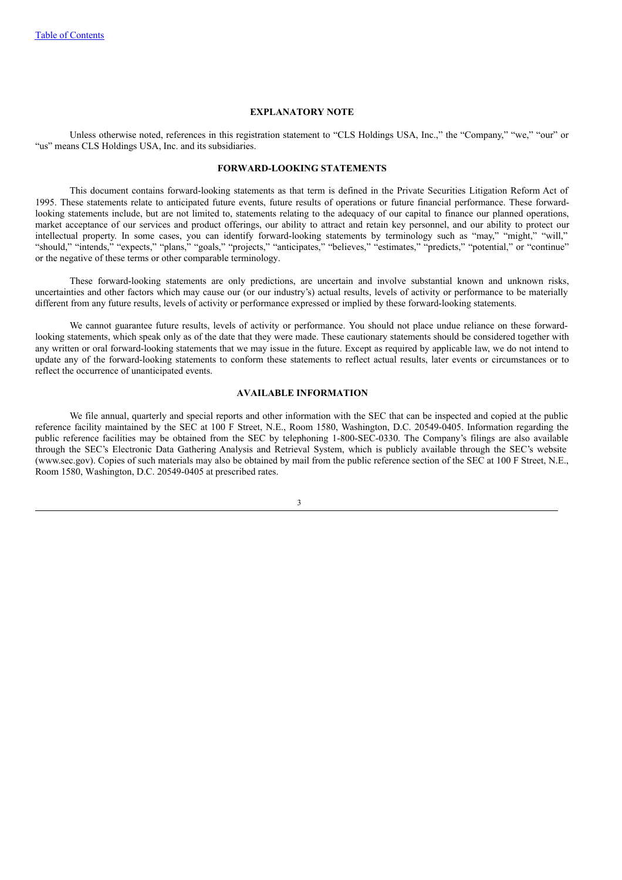## EXPLANATORY NOTE

Unless otherwise noted, references in this registration statement to "CLS Holdings USA, Inc.," the "Company," "we," "our" or "us" means CLS Holdings USA, Inc. and its subsidiaries.

## FORWARD-LOOKING STATEMENTS

This document contains forward-looking statements as that term is defined in the Private Securities Litigation Reform Act of 1995. These statements relate to anticipated future events, future results of operations or future financial performance. These forward-looking statements include, but are not limited to, statements relating to the adequacy of our capital to finance our planned operations, market acceptance of our services and product offerings, our ability to attract and retain key personnel, and our ability to protect our intellectual property. In some cases, you can identify forward-looking statements by terminology such as "may," "might," "will," "should," "intends," "expects," "plans," "goals," "projects," "anticipates," "believes," "estimates," "predicts," "potential," or "continue" or the negative of these terms or other comparable terminology.

These forward-looking statements are only predictions, are uncertain and involve substantial known and unknown risks, uncertainties and other factors which may cause our (or our industry's) actual results, levels of activity or performance to be materially different from any future results, levels of activity or performance expressed or implied by these forward-looking statements.

We cannot guarantee future results, levels of activity or performance. You should not place undue reliance on these forward-looking statements, which speak only as of the date that they were made. These cautionary statements should be considered together with any written or oral forward-looking statements that we may issue in the future. Except as required by applicable law, we do not intend to update any of the forward-looking statements to conform these statements to reflect actual results, later events or circumstances or to reflect the occurrence of unanticipated events.

## AVAILABLE INFORMATION

We file annual, quarterly and special reports and other information with the SEC that can be inspected and copied at the public reference facility maintained by the SEC at 100 F Street, N.E., Room 1580, Washington, D.C. 20549-0405. Information regarding the public reference facilities may be obtained from the SEC by telephoning 1-800-SEC-0330. The Company's filings are also available through the SEC's Electronic Data Gathering Analysis and Retrieval System, which is publicly available through the SEC's website (www.sec.gov). Copies of such materials may also be obtained by mail from the public reference section of the SEC at 100 F Street, N.E., Room 1580, Washington, D.C. 20549-0405 at prescribed rates.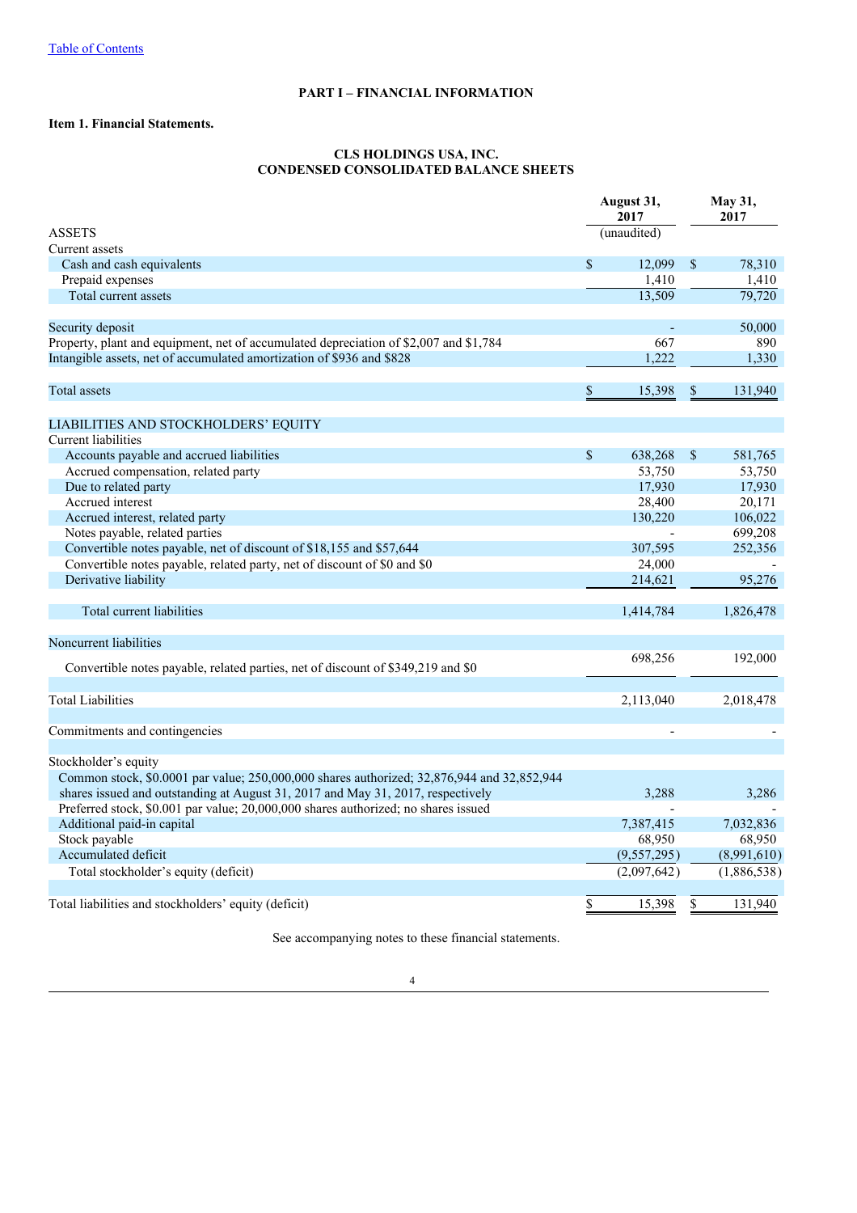Table of Contents

## PART I – FINANCIAL INFORMATION

### Item 1. Financial Statements.

## CLS HOLDINGS USA, INC.
## CONDENSED CONSOLIDATED BALANCE SHEETS

| | August 31, 2017 | May 31, 2017 |
|---|---|---|
| ASSETS | (unaudited) | |
| Current assets | | |
| Cash and cash equivalents | $ 12,099 | $ 78,310 |
| Prepaid expenses | 1,410 | 1,410 |
| Total current assets | 13,509 | 79,720 |
| | | |
| Security deposit | - | 50,000 |
| Property, plant and equipment, net of accumulated depreciation of $2,007 and $1,784 | 667 | 890 |
| Intangible assets, net of accumulated amortization of $936 and $828 | 1,222 | 1,330 |
| | | |
| Total assets | $ 15,398 | $ 131,940 |
| | | |
| LIABILITIES AND STOCKHOLDERS' EQUITY | | |
| Current liabilities | | |
| Accounts payable and accrued liabilities | $ 638,268 | $ 581,765 |
| Accrued compensation, related party | 53,750 | 53,750 |
| Due to related party | 17,930 | 17,930 |
| Accrued interest | 28,400 | 20,171 |
| Accrued interest, related party | 130,220 | 106,022 |
| Notes payable, related parties | - | 699,208 |
| Convertible notes payable, net of discount of $18,155 and $57,644 | 307,595 | 252,356 |
| Convertible notes payable, related party, net of discount of $0 and $0 | 24,000 | - |
| Derivative liability | 214,621 | 95,276 |
| | | |
| Total current liabilities | 1,414,784 | 1,826,478 |
| | | |
| Noncurrent liabilities | | |
| Convertible notes payable, related parties, net of discount of $349,219 and $0 | 698,256 | 192,000 |
| | | |
| Total Liabilities | 2,113,040 | 2,018,478 |
| | | |
| Commitments and contingencies | - | - |
| | | |
| Stockholder's equity | | |
| Common stock, $0.0001 par value; 250,000,000 shares authorized; 32,876,944 and 32,852,944 shares issued and outstanding at August 31, 2017 and May 31, 2017, respectively | 3,288 | 3,286 |
| Preferred stock, $0.001 par value; 20,000,000 shares authorized; no shares issued | - | - |
| Additional paid-in capital | 7,387,415 | 7,032,836 |
| Stock payable | 68,950 | 68,950 |
| Accumulated deficit | (9,557,295) | (8,991,610) |
| Total stockholder's equity (deficit) | (2,097,642) | (1,886,538) |
| | | |
| Total liabilities and stockholders' equity (deficit) | $ 15,398 | $ 131,940 |

See accompanying notes to these financial statements.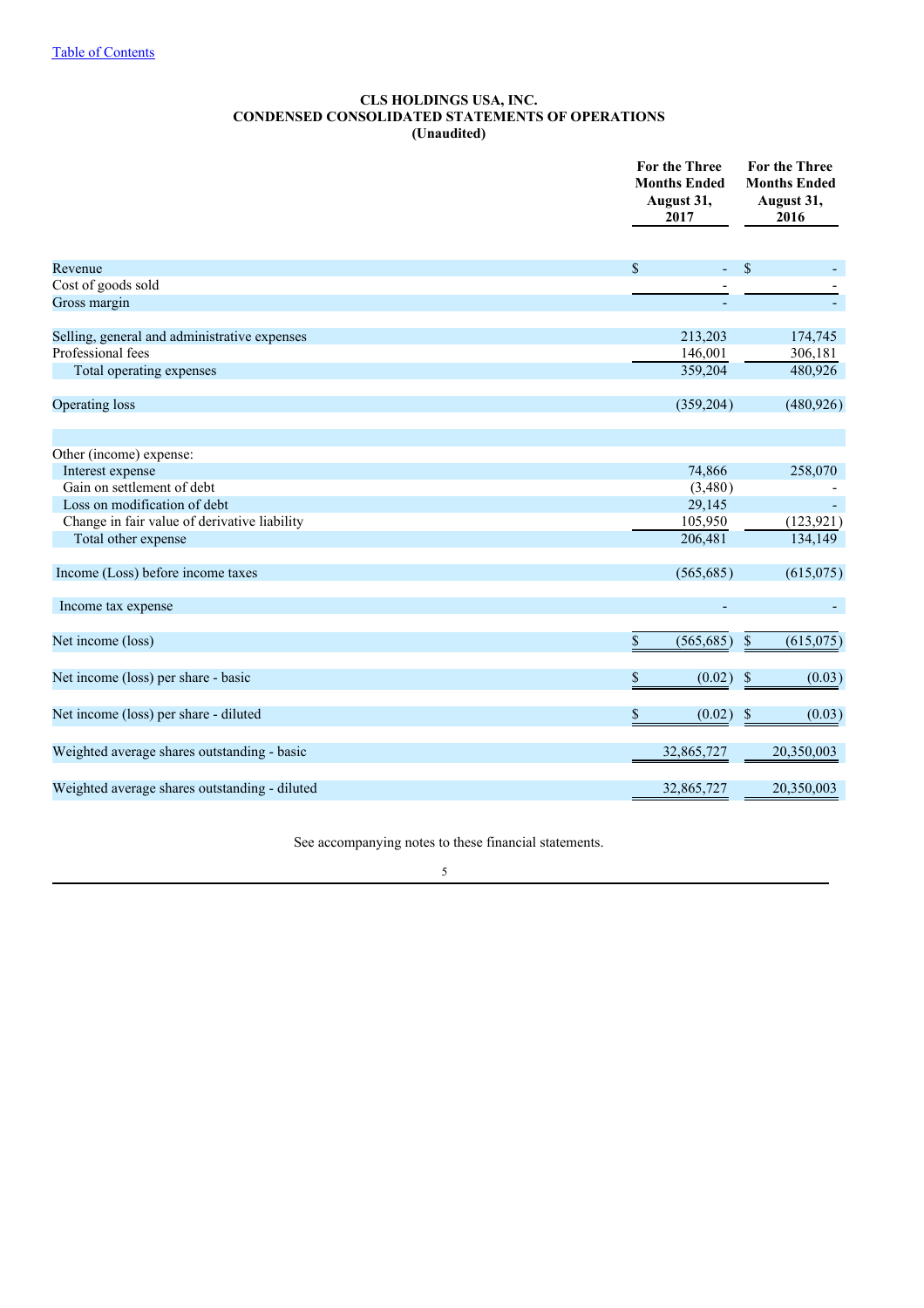[Table of Contents](#)

**CLS HOLDINGS USA, INC.**
**CONDENSED CONSOLIDATED STATEMENTS OF OPERATIONS**
**(Unaudited)**

| | For the Three Months Ended August 31, 2017 | For the Three Months Ended August 31, 2016 |
|---|---|---|
| Revenue | $ - | $ - |
| Cost of goods sold | - | - |
| Gross margin | - | - |
| | | |
| Selling, general and administrative expenses | 213,203 | 174,745 |
| Professional fees | 146,001 | 306,181 |
| Total operating expenses | 359,204 | 480,926 |
| | | |
| Operating loss | (359,204) | (480,926) |
| | | |
| Other (income) expense: | | |
| Interest expense | 74,866 | 258,070 |
| Gain on settlement of debt | (3,480) | - |
| Loss on modification of debt | 29,145 | - |
| Change in fair value of derivative liability | 105,950 | (123,921) |
| Total other expense | 206,481 | 134,149 |
| | | |
| Income (Loss) before income taxes | (565,685) | (615,075) |
| | | |
| Income tax expense | - | - |
| | | |
| Net income (loss) | $ (565,685) | $ (615,075) |
| | | |
| Net income (loss) per share - basic | $ (0.02) | $ (0.03) |
| | | |
| Net income (loss) per share - diluted | $ (0.02) | $ (0.03) |
| | | |
| Weighted average shares outstanding - basic | 32,865,727 | 20,350,003 |
| | | |
| Weighted average shares outstanding - diluted | 32,865,727 | 20,350,003 |

See accompanying notes to these financial statements.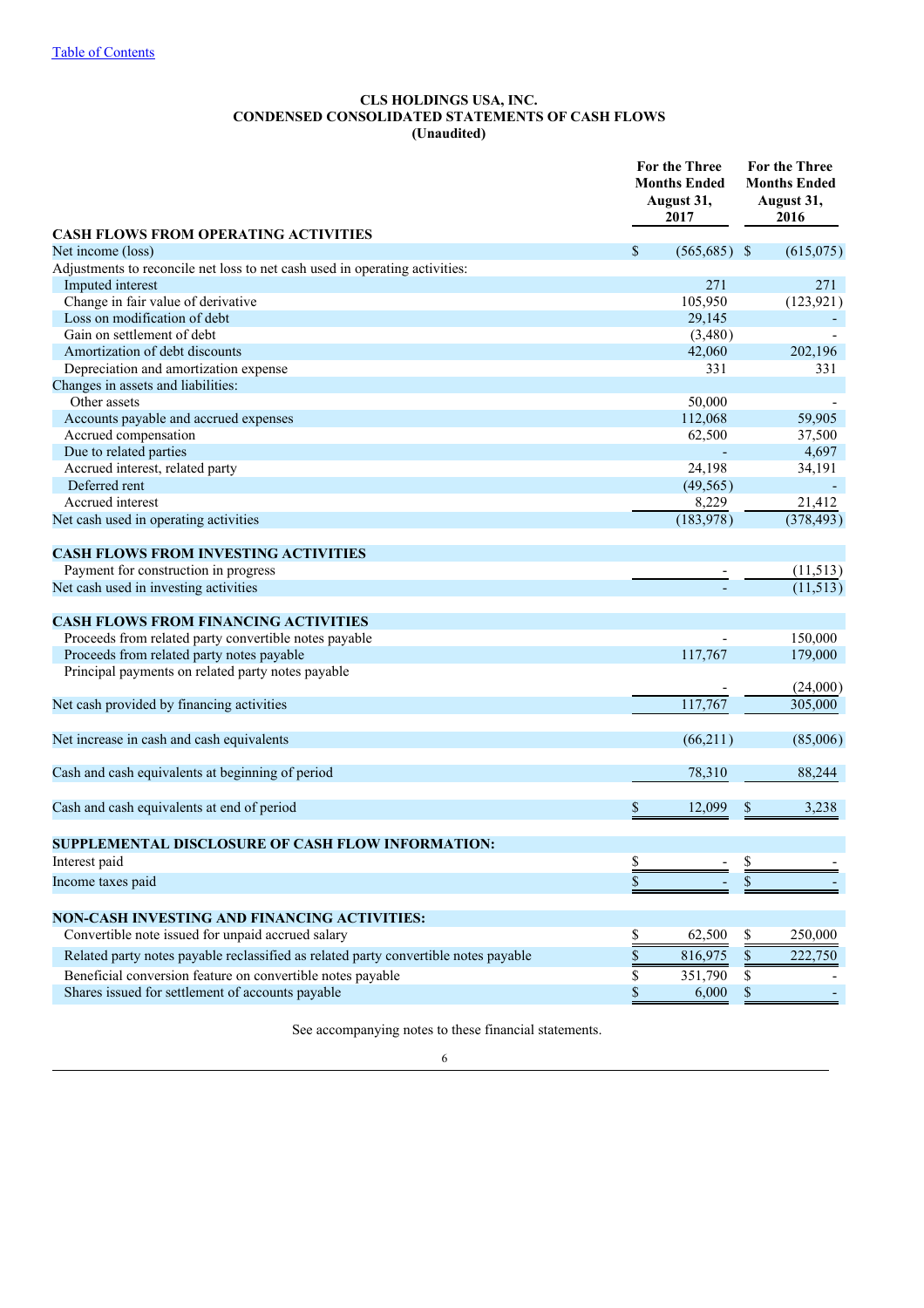[Table of Contents]

**CLS HOLDINGS USA, INC.**
**CONDENSED CONSOLIDATED STATEMENTS OF CASH FLOWS**
**(Unaudited)**

| | For the Three Months Ended August 31, 2017 | For the Three Months Ended August 31, 2016 |
|---|---|---|
| **CASH FLOWS FROM OPERATING ACTIVITIES** | | |
| Net income (loss) | $ (565,685) | $ (615,075) |
| Adjustments to reconcile net loss to net cash used in operating activities: | | |
| Imputed interest | 271 | 271 |
| Change in fair value of derivative | 105,950 | (123,921) |
| Loss on modification of debt | 29,145 | - |
| Gain on settlement of debt | (3,480) | - |
| Amortization of debt discounts | 42,060 | 202,196 |
| Depreciation and amortization expense | 331 | 331 |
| Changes in assets and liabilities: | | |
| Other assets | 50,000 | - |
| Accounts payable and accrued expenses | 112,068 | 59,905 |
| Accrued compensation | 62,500 | 37,500 |
| Due to related parties | - | 4,697 |
| Accrued interest, related party | 24,198 | 34,191 |
| Deferred rent | (49,565) | - |
| Accrued interest | 8,229 | 21,412 |
| Net cash used in operating activities | (183,978) | (378,493) |
| **CASH FLOWS FROM INVESTING ACTIVITIES** | | |
| Payment for construction in progress | - | (11,513) |
| Net cash used in investing activities | - | (11,513) |
| **CASH FLOWS FROM FINANCING ACTIVITIES** | | |
| Proceeds from related party convertible notes payable | - | 150,000 |
| Proceeds from related party notes payable | 117,767 | 179,000 |
| Principal payments on related party notes payable | - | (24,000) |
| Net cash provided by financing activities | 117,767 | 305,000 |
| Net increase in cash and cash equivalents | (66,211) | (85,006) |
| Cash and cash equivalents at beginning of period | 78,310 | 88,244 |
| Cash and cash equivalents at end of period | $ 12,099 | $ 3,238 |
| **SUPPLEMENTAL DISCLOSURE OF CASH FLOW INFORMATION:** | | |
| Interest paid | $ - | $ - |
| Income taxes paid | $ - | $ - |
| **NON-CASH INVESTING AND FINANCING ACTIVITIES:** | | |
| Convertible note issued for unpaid accrued salary | $ 62,500 | $ 250,000 |
| Related party notes payable reclassified as related party convertible notes payable | $ 816,975 | $ 222,750 |
| Beneficial conversion feature on convertible notes payable | $ 351,790 | $ - |
| Shares issued for settlement of accounts payable | $ 6,000 | $ - |

See accompanying notes to these financial statements.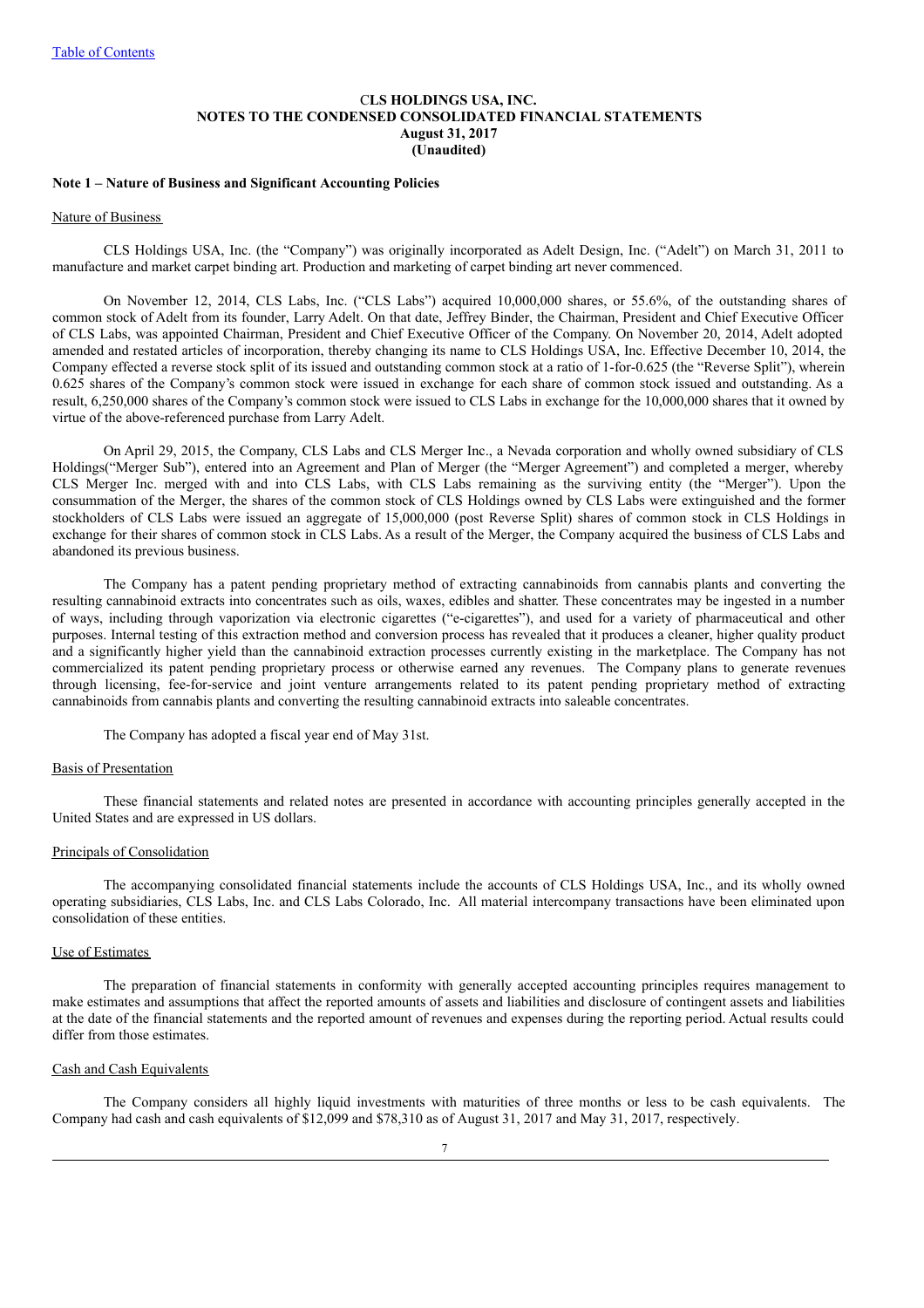# CLS HOLDINGS USA, INC.
## NOTES TO THE CONDENSED CONSOLIDATED FINANCIAL STATEMENTS
### August 31, 2017
### (Unaudited)

**Note 1 – Nature of Business and Significant Accounting Policies**

Nature of Business

CLS Holdings USA, Inc. (the "Company") was originally incorporated as Adelt Design, Inc. ("Adelt") on March 31, 2011 to manufacture and market carpet binding art. Production and marketing of carpet binding art never commenced.

On November 12, 2014, CLS Labs, Inc. ("CLS Labs") acquired 10,000,000 shares, or 55.6%, of the outstanding shares of common stock of Adelt from its founder, Larry Adelt. On that date, Jeffrey Binder, the Chairman, President and Chief Executive Officer of CLS Labs, was appointed Chairman, President and Chief Executive Officer of the Company. On November 20, 2014, Adelt adopted amended and restated articles of incorporation, thereby changing its name to CLS Holdings USA, Inc. Effective December 10, 2014, the Company effected a reverse stock split of its issued and outstanding common stock at a ratio of 1-for-0.625 (the "Reverse Split"), wherein 0.625 shares of the Company's common stock were issued in exchange for each share of common stock issued and outstanding. As a result, 6,250,000 shares of the Company's common stock were issued to CLS Labs in exchange for the 10,000,000 shares that it owned by virtue of the above-referenced purchase from Larry Adelt.

On April 29, 2015, the Company, CLS Labs and CLS Merger Inc., a Nevada corporation and wholly owned subsidiary of CLS Holdings("Merger Sub"), entered into an Agreement and Plan of Merger (the "Merger Agreement") and completed a merger, whereby CLS Merger Inc. merged with and into CLS Labs, with CLS Labs remaining as the surviving entity (the "Merger"). Upon the consummation of the Merger, the shares of the common stock of CLS Holdings owned by CLS Labs were extinguished and the former stockholders of CLS Labs were issued an aggregate of 15,000,000 (post Reverse Split) shares of common stock in CLS Holdings in exchange for their shares of common stock in CLS Labs. As a result of the Merger, the Company acquired the business of CLS Labs and abandoned its previous business.

The Company has a patent pending proprietary method of extracting cannabinoids from cannabis plants and converting the resulting cannabinoid extracts into concentrates such as oils, waxes, edibles and shatter. These concentrates may be ingested in a number of ways, including through vaporization via electronic cigarettes ("e-cigarettes"), and used for a variety of pharmaceutical and other purposes. Internal testing of this extraction method and conversion process has revealed that it produces a cleaner, higher quality product and a significantly higher yield than the cannabinoid extraction processes currently existing in the marketplace. The Company has not commercialized its patent pending proprietary process or otherwise earned any revenues. The Company plans to generate revenues through licensing, fee-for-service and joint venture arrangements related to its patent pending proprietary method of extracting cannabinoids from cannabis plants and converting the resulting cannabinoid extracts into saleable concentrates.

The Company has adopted a fiscal year end of May 31st.

Basis of Presentation

These financial statements and related notes are presented in accordance with accounting principles generally accepted in the United States and are expressed in US dollars.

Principals of Consolidation

The accompanying consolidated financial statements include the accounts of CLS Holdings USA, Inc., and its wholly owned operating subsidiaries, CLS Labs, Inc. and CLS Labs Colorado, Inc. All material intercompany transactions have been eliminated upon consolidation of these entities.

Use of Estimates

The preparation of financial statements in conformity with generally accepted accounting principles requires management to make estimates and assumptions that affect the reported amounts of assets and liabilities and disclosure of contingent assets and liabilities at the date of the financial statements and the reported amount of revenues and expenses during the reporting period. Actual results could differ from those estimates.

Cash and Cash Equivalents

The Company considers all highly liquid investments with maturities of three months or less to be cash equivalents. The Company had cash and cash equivalents of $12,099 and $78,310 as of August 31, 2017 and May 31, 2017, respectively.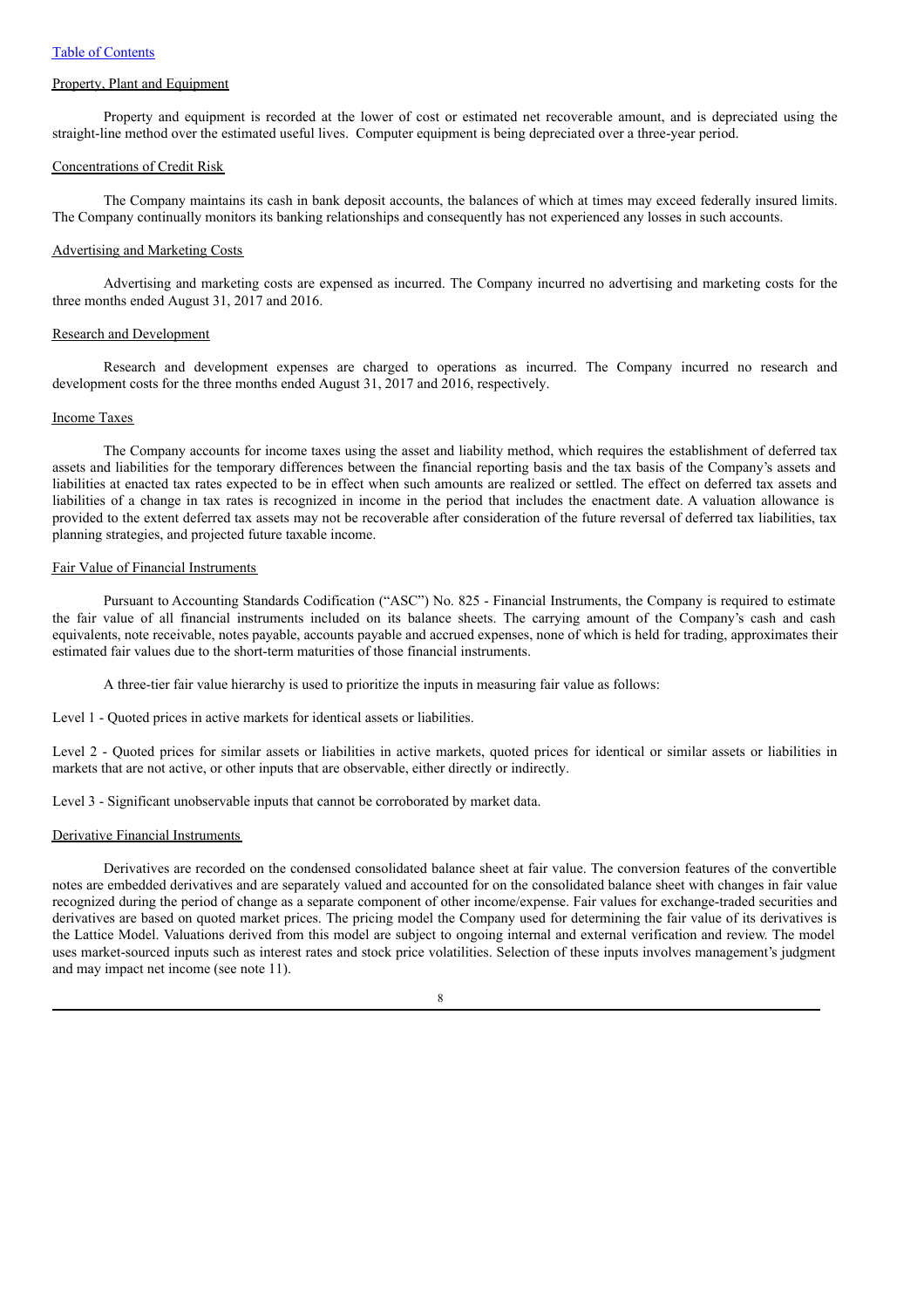[Table of Contents](#)

### Property, Plant and Equipment

Property and equipment is recorded at the lower of cost or estimated net recoverable amount, and is depreciated using the straight-line method over the estimated useful lives. Computer equipment is being depreciated over a three-year period.

### Concentrations of Credit Risk

The Company maintains its cash in bank deposit accounts, the balances of which at times may exceed federally insured limits. The Company continually monitors its banking relationships and consequently has not experienced any losses in such accounts.

### Advertising and Marketing Costs

Advertising and marketing costs are expensed as incurred. The Company incurred no advertising and marketing costs for the three months ended August 31, 2017 and 2016.

### Research and Development

Research and development expenses are charged to operations as incurred. The Company incurred no research and development costs for the three months ended August 31, 2017 and 2016, respectively.

### Income Taxes

The Company accounts for income taxes using the asset and liability method, which requires the establishment of deferred tax assets and liabilities for the temporary differences between the financial reporting basis and the tax basis of the Company's assets and liabilities at enacted tax rates expected to be in effect when such amounts are realized or settled. The effect on deferred tax assets and liabilities of a change in tax rates is recognized in income in the period that includes the enactment date. A valuation allowance is provided to the extent deferred tax assets may not be recoverable after consideration of the future reversal of deferred tax liabilities, tax planning strategies, and projected future taxable income.

### Fair Value of Financial Instruments

Pursuant to Accounting Standards Codification ("ASC") No. 825 - Financial Instruments, the Company is required to estimate the fair value of all financial instruments included on its balance sheets. The carrying amount of the Company's cash and cash equivalents, note receivable, notes payable, accounts payable and accrued expenses, none of which is held for trading, approximates their estimated fair values due to the short-term maturities of those financial instruments.

A three-tier fair value hierarchy is used to prioritize the inputs in measuring fair value as follows:

Level 1 - Quoted prices in active markets for identical assets or liabilities.

Level 2 - Quoted prices for similar assets or liabilities in active markets, quoted prices for identical or similar assets or liabilities in markets that are not active, or other inputs that are observable, either directly or indirectly.

Level 3 - Significant unobservable inputs that cannot be corroborated by market data.

### Derivative Financial Instruments

Derivatives are recorded on the condensed consolidated balance sheet at fair value. The conversion features of the convertible notes are embedded derivatives and are separately valued and accounted for on the consolidated balance sheet with changes in fair value recognized during the period of change as a separate component of other income/expense. Fair values for exchange-traded securities and derivatives are based on quoted market prices. The pricing model the Company used for determining the fair value of its derivatives is the Lattice Model. Valuations derived from this model are subject to ongoing internal and external verification and review. The model uses market-sourced inputs such as interest rates and stock price volatilities. Selection of these inputs involves management's judgment and may impact net income (see note 11).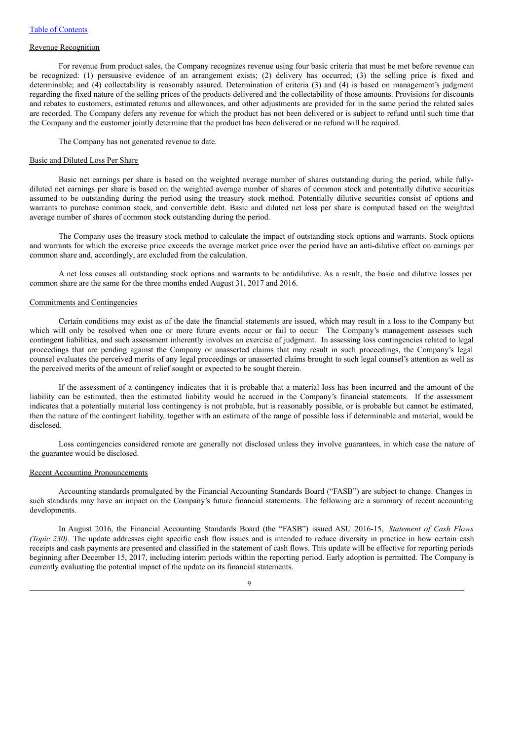Revenue Recognition

For revenue from product sales, the Company recognizes revenue using four basic criteria that must be met before revenue can be recognized: (1) persuasive evidence of an arrangement exists; (2) delivery has occurred; (3) the selling price is fixed and determinable; and (4) collectability is reasonably assured. Determination of criteria (3) and (4) is based on management's judgment regarding the fixed nature of the selling prices of the products delivered and the collectability of those amounts. Provisions for discounts and rebates to customers, estimated returns and allowances, and other adjustments are provided for in the same period the related sales are recorded. The Company defers any revenue for which the product has not been delivered or is subject to refund until such time that the Company and the customer jointly determine that the product has been delivered or no refund will be required.

The Company has not generated revenue to date.

Basic and Diluted Loss Per Share

Basic net earnings per share is based on the weighted average number of shares outstanding during the period, while fully-diluted net earnings per share is based on the weighted average number of shares of common stock and potentially dilutive securities assumed to be outstanding during the period using the treasury stock method. Potentially dilutive securities consist of options and warrants to purchase common stock, and convertible debt. Basic and diluted net loss per share is computed based on the weighted average number of shares of common stock outstanding during the period.

The Company uses the treasury stock method to calculate the impact of outstanding stock options and warrants. Stock options and warrants for which the exercise price exceeds the average market price over the period have an anti-dilutive effect on earnings per common share and, accordingly, are excluded from the calculation.

A net loss causes all outstanding stock options and warrants to be antidilutive. As a result, the basic and dilutive losses per common share are the same for the three months ended August 31, 2017 and 2016.

Commitments and Contingencies

Certain conditions may exist as of the date the financial statements are issued, which may result in a loss to the Company but which will only be resolved when one or more future events occur or fail to occur. The Company's management assesses such contingent liabilities, and such assessment inherently involves an exercise of judgment. In assessing loss contingencies related to legal proceedings that are pending against the Company or unasserted claims that may result in such proceedings, the Company's legal counsel evaluates the perceived merits of any legal proceedings or unasserted claims brought to such legal counsel's attention as well as the perceived merits of the amount of relief sought or expected to be sought therein.

If the assessment of a contingency indicates that it is probable that a material loss has been incurred and the amount of the liability can be estimated, then the estimated liability would be accrued in the Company's financial statements. If the assessment indicates that a potentially material loss contingency is not probable, but is reasonably possible, or is probable but cannot be estimated, then the nature of the contingent liability, together with an estimate of the range of possible loss if determinable and material, would be disclosed.

Loss contingencies considered remote are generally not disclosed unless they involve guarantees, in which case the nature of the guarantee would be disclosed.

Recent Accounting Pronouncements

Accounting standards promulgated by the Financial Accounting Standards Board ("FASB") are subject to change. Changes in such standards may have an impact on the Company's future financial statements. The following are a summary of recent accounting developments.

In August 2016, the Financial Accounting Standards Board (the "FASB") issued ASU 2016-15, *Statement of Cash Flows (Topic 230).* The update addresses eight specific cash flow issues and is intended to reduce diversity in practice in how certain cash receipts and cash payments are presented and classified in the statement of cash flows. This update will be effective for reporting periods beginning after December 15, 2017, including interim periods within the reporting period. Early adoption is permitted. The Company is currently evaluating the potential impact of the update on its financial statements.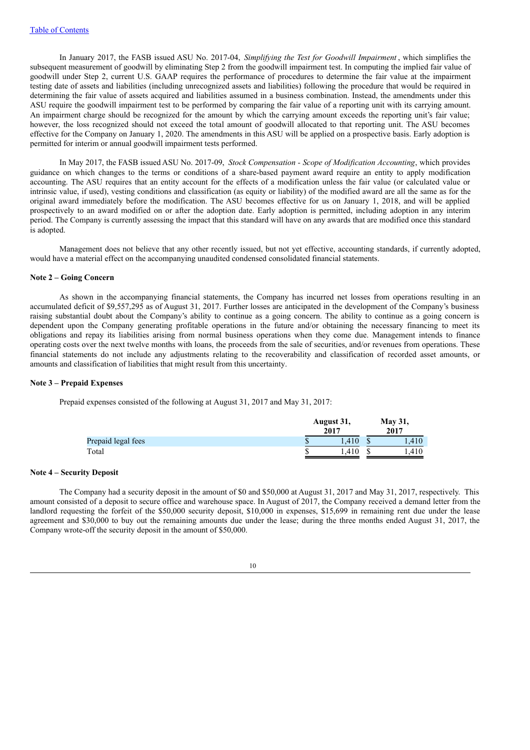In January 2017, the FASB issued ASU No. 2017-04, *Simplifying the Test for Goodwill Impairment* , which simplifies the subsequent measurement of goodwill by eliminating Step 2 from the goodwill impairment test. In computing the implied fair value of goodwill under Step 2, current U.S. GAAP requires the performance of procedures to determine the fair value at the impairment testing date of assets and liabilities (including unrecognized assets and liabilities) following the procedure that would be required in determining the fair value of assets acquired and liabilities assumed in a business combination. Instead, the amendments under this ASU require the goodwill impairment test to be performed by comparing the fair value of a reporting unit with its carrying amount. An impairment charge should be recognized for the amount by which the carrying amount exceeds the reporting unit's fair value; however, the loss recognized should not exceed the total amount of goodwill allocated to that reporting unit. The ASU becomes effective for the Company on January 1, 2020. The amendments in this ASU will be applied on a prospective basis. Early adoption is permitted for interim or annual goodwill impairment tests performed.

In May 2017, the FASB issued ASU No. 2017-09, *Stock Compensation - Scope of Modification Accounting*, which provides guidance on which changes to the terms or conditions of a share-based payment award require an entity to apply modification accounting. The ASU requires that an entity account for the effects of a modification unless the fair value (or calculated value or intrinsic value, if used), vesting conditions and classification (as equity or liability) of the modified award are all the same as for the original award immediately before the modification. The ASU becomes effective for us on January 1, 2018, and will be applied prospectively to an award modified on or after the adoption date. Early adoption is permitted, including adoption in any interim period. The Company is currently assessing the impact that this standard will have on any awards that are modified once this standard is adopted.

Management does not believe that any other recently issued, but not yet effective, accounting standards, if currently adopted, would have a material effect on the accompanying unaudited condensed consolidated financial statements.

**Note 2 – Going Concern**

As shown in the accompanying financial statements, the Company has incurred net losses from operations resulting in an accumulated deficit of $9,557,295 as of August 31, 2017. Further losses are anticipated in the development of the Company's business raising substantial doubt about the Company's ability to continue as a going concern. The ability to continue as a going concern is dependent upon the Company generating profitable operations in the future and/or obtaining the necessary financing to meet its obligations and repay its liabilities arising from normal business operations when they come due. Management intends to finance operating costs over the next twelve months with loans, the proceeds from the sale of securities, and/or revenues from operations. These financial statements do not include any adjustments relating to the recoverability and classification of recorded asset amounts, or amounts and classification of liabilities that might result from this uncertainty.

**Note 3 – Prepaid Expenses**

Prepaid expenses consisted of the following at August 31, 2017 and May 31, 2017:

| | August 31, 2017 | May 31, 2017 |
|---|---|---|
| Prepaid legal fees | $ 1,410 | $ 1,410 |
| Total | $ 1,410 | $ 1,410 |

**Note 4 – Security Deposit**

The Company had a security deposit in the amount of $0 and $50,000 at August 31, 2017 and May 31, 2017, respectively. This amount consisted of a deposit to secure office and warehouse space. In August of 2017, the Company received a demand letter from the landlord requesting the forfeit of the $50,000 security deposit, $10,000 in expenses, $15,699 in remaining rent due under the lease agreement and $30,000 to buy out the remaining amounts due under the lease; during the three months ended August 31, 2017, the Company wrote-off the security deposit in the amount of $50,000.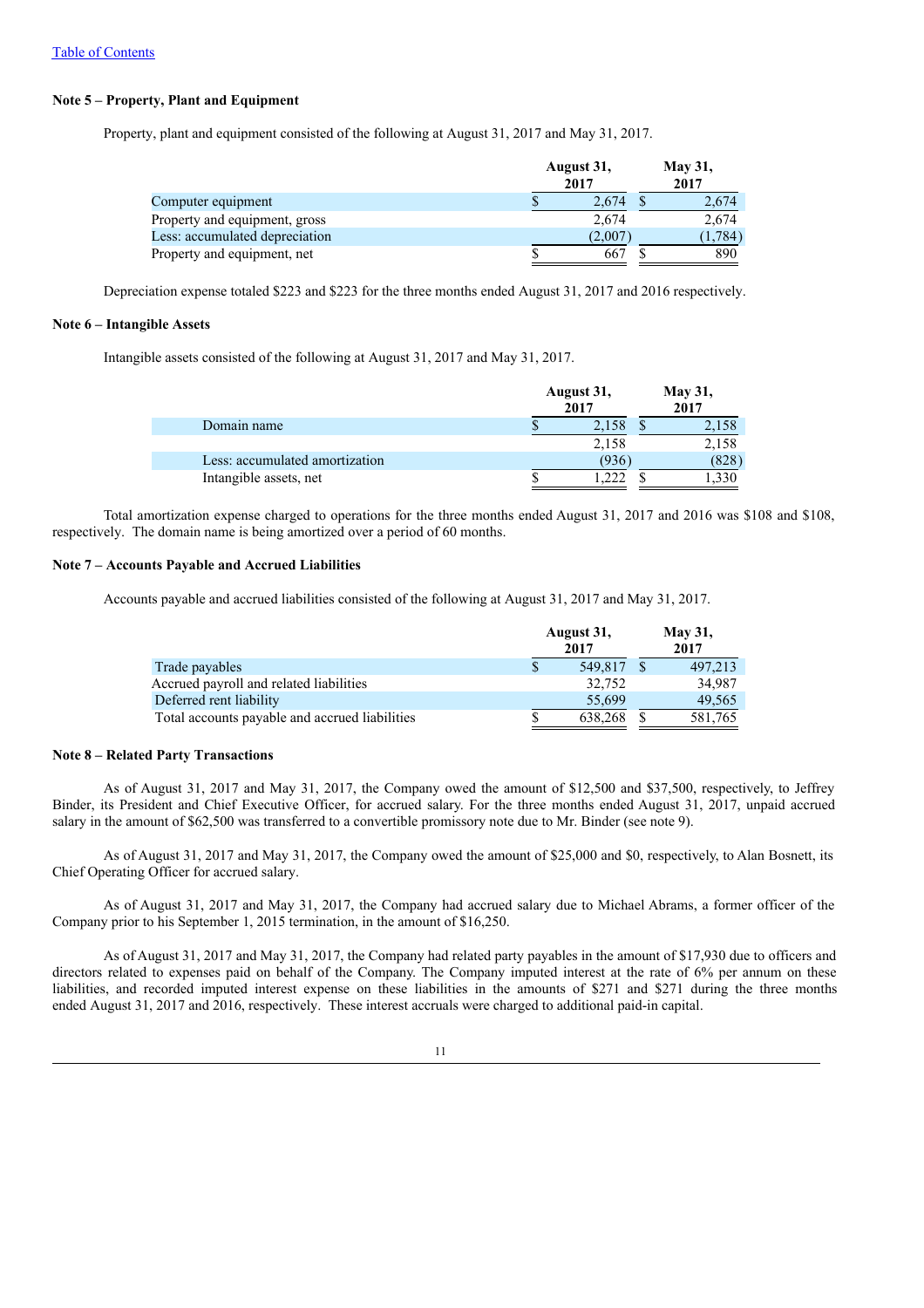[Table of Contents](#)

**Note 5 – Property, Plant and Equipment**

Property, plant and equipment consisted of the following at August 31, 2017 and May 31, 2017.

| | August 31, 2017 | May 31, 2017 |
|---|---|---|
| Computer equipment | $ 2,674 | $ 2,674 |
| Property and equipment, gross | 2,674 | 2,674 |
| Less: accumulated depreciation | (2,007) | (1,784) |
| Property and equipment, net | $ 667 | $ 890 |

Depreciation expense totaled $223 and $223 for the three months ended August 31, 2017 and 2016 respectively.

**Note 6 – Intangible Assets**

Intangible assets consisted of the following at August 31, 2017 and May 31, 2017.

| | August 31, 2017 | May 31, 2017 |
|---|---|---|
| Domain name | $ 2,158 | $ 2,158 |
| | 2,158 | 2,158 |
| Less: accumulated amortization | (936) | (828) |
| Intangible assets, net | $ 1,222 | $ 1,330 |

Total amortization expense charged to operations for the three months ended August 31, 2017 and 2016 was $108 and $108, respectively. The domain name is being amortized over a period of 60 months.

**Note 7 – Accounts Payable and Accrued Liabilities**

Accounts payable and accrued liabilities consisted of the following at August 31, 2017 and May 31, 2017.

| | August 31, 2017 | May 31, 2017 |
|---|---|---|
| Trade payables | $ 549,817 | $ 497,213 |
| Accrued payroll and related liabilities | 32,752 | 34,987 |
| Deferred rent liability | 55,699 | 49,565 |
| Total accounts payable and accrued liabilities | $ 638,268 | $ 581,765 |

**Note 8 – Related Party Transactions**

As of August 31, 2017 and May 31, 2017, the Company owed the amount of $12,500 and $37,500, respectively, to Jeffrey Binder, its President and Chief Executive Officer, for accrued salary. For the three months ended August 31, 2017, unpaid accrued salary in the amount of $62,500 was transferred to a convertible promissory note due to Mr. Binder (see note 9).

As of August 31, 2017 and May 31, 2017, the Company owed the amount of $25,000 and $0, respectively, to Alan Bosnett, its Chief Operating Officer for accrued salary.

As of August 31, 2017 and May 31, 2017, the Company had accrued salary due to Michael Abrams, a former officer of the Company prior to his September 1, 2015 termination, in the amount of $16,250.

As of August 31, 2017 and May 31, 2017, the Company had related party payables in the amount of $17,930 due to officers and directors related to expenses paid on behalf of the Company. The Company imputed interest at the rate of 6% per annum on these liabilities, and recorded imputed interest expense on these liabilities in the amounts of $271 and $271 during the three months ended August 31, 2017 and 2016, respectively. These interest accruals were charged to additional paid-in capital.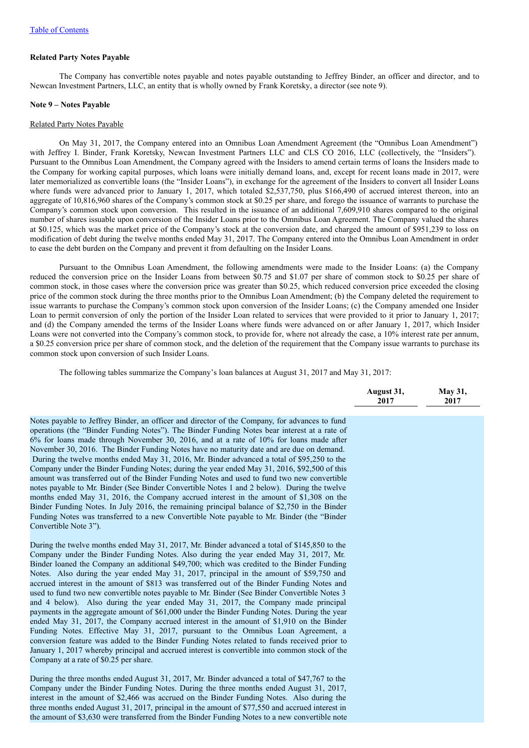[Table of Contents](#)

**Related Party Notes Payable**

The Company has convertible notes payable and notes payable outstanding to Jeffrey Binder, an officer and director, and to Newcan Investment Partners, LLC, an entity that is wholly owned by Frank Koretsky, a director (see note 9).

**Note 9 – Notes Payable**

Related Party Notes Payable

On May 31, 2017, the Company entered into an Omnibus Loan Amendment Agreement (the "Omnibus Loan Amendment") with Jeffrey I. Binder, Frank Koretsky, Newcan Investment Partners LLC and CLS CO 2016, LLC (collectively, the "Insiders"). Pursuant to the Omnibus Loan Amendment, the Company agreed with the Insiders to amend certain terms of loans the Insiders made to the Company for working capital purposes, which loans were initially demand loans, and, except for recent loans made in 2017, were later memorialized as convertible loans (the "Insider Loans"), in exchange for the agreement of the Insiders to convert all Insider Loans where funds were advanced prior to January 1, 2017, which totaled $2,537,750, plus $166,490 of accrued interest thereon, into an aggregate of 10,816,960 shares of the Company's common stock at $0.25 per share, and forego the issuance of warrants to purchase the Company's common stock upon conversion. This resulted in the issuance of an additional 7,609,910 shares compared to the original number of shares issuable upon conversion of the Insider Loans prior to the Omnibus Loan Agreement. The Company valued the shares at $0.125, which was the market price of the Company's stock at the conversion date, and charged the amount of $951,239 to loss on modification of debt during the twelve months ended May 31, 2017. The Company entered into the Omnibus Loan Amendment in order to ease the debt burden on the Company and prevent it from defaulting on the Insider Loans.

Pursuant to the Omnibus Loan Amendment, the following amendments were made to the Insider Loans: (a) the Company reduced the conversion price on the Insider Loans from between $0.75 and $1.07 per share of common stock to $0.25 per share of common stock, in those cases where the conversion price was greater than $0.25, which reduced conversion price exceeded the closing price of the common stock during the three months prior to the Omnibus Loan Amendment; (b) the Company deleted the requirement to issue warrants to purchase the Company's common stock upon conversion of the Insider Loans; (c) the Company amended one Insider Loan to permit conversion of only the portion of the Insider Loan related to services that were provided to it prior to January 1, 2017; and (d) the Company amended the terms of the Insider Loans where funds were advanced on or after January 1, 2017, which Insider Loans were not converted into the Company's common stock, to provide for, where not already the case, a 10% interest rate per annum, a $0.25 conversion price per share of common stock, and the deletion of the requirement that the Company issue warrants to purchase its common stock upon conversion of such Insider Loans.

The following tables summarize the Company's loan balances at August 31, 2017 and May 31, 2017:

| | August 31, 2017 | May 31, 2017 |
|---|---|---|
| Notes payable to Jeffrey Binder, an officer and director of the Company, for advances to fund operations (the "Binder Funding Notes"). The Binder Funding Notes bear interest at a rate of 6% for loans made through November 30, 2016, and at a rate of 10% for loans made after November 30, 2016. The Binder Funding Notes have no maturity date and are due on demand. During the twelve months ended May 31, 2016, Mr. Binder advanced a total of $95,250 to the Company under the Binder Funding Notes; during the year ended May 31, 2016, $92,500 of this amount was transferred out of the Binder Funding Notes and used to fund two new convertible notes payable to Mr. Binder (See Binder Convertible Notes 1 and 2 below). During the twelve months ended May 31, 2016, the Company accrued interest in the amount of $1,308 on the Binder Funding Notes. In July 2016, the remaining principal balance of $2,750 in the Binder Funding Notes was transferred to a new Convertible Note payable to Mr. Binder (the "Binder Convertible Note 3").<br><br>During the twelve months ended May 31, 2017, Mr. Binder advanced a total of $145,850 to the Company under the Binder Funding Notes. Also during the year ended May 31, 2017, Mr. Binder loaned the Company an additional $49,700; which was credited to the Binder Funding Notes. Also during the year ended May 31, 2017, principal in the amount of $59,750 and accrued interest in the amount of $813 was transferred out of the Binder Funding Notes and used to fund two new convertible notes payable to Mr. Binder (See Binder Convertible Notes 3 and 4 below). Also during the year ended May 31, 2017, the Company made principal payments in the aggregate amount of $61,000 under the Binder Funding Notes. During the year ended May 31, 2017, the Company accrued interest in the amount of $1,910 on the Binder Funding Notes. Effective May 31, 2017, pursuant to the Omnibus Loan Agreement, a conversion feature was added to the Binder Funding Notes related to funds received prior to January 1, 2017 whereby principal and accrued interest is convertible into common stock of the Company at a rate of $0.25 per share.<br><br>During the three months ended August 31, 2017, Mr. Binder advanced a total of $47,767 to the Company under the Binder Funding Notes. During the three months ended August 31, 2017, interest in the amount of $2,466 was accrued on the Binder Funding Notes. Also during the three months ended August 31, 2017, principal in the amount of $77,550 and accrued interest in the amount of $3,630 were transferred from the Binder Funding Notes to a new convertible note | | |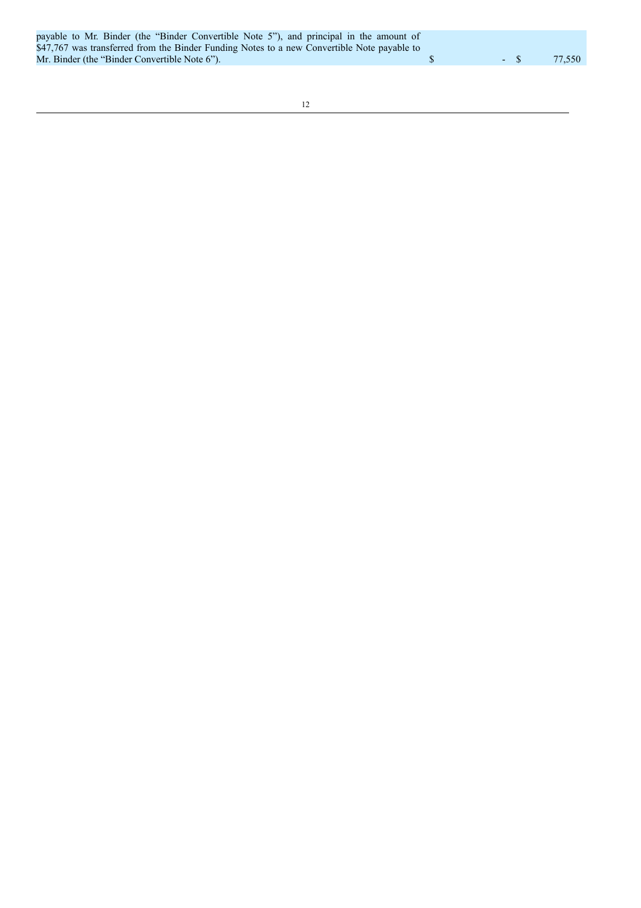| | | |
|---|---|---|
| payable to Mr. Binder (the "Binder Convertible Note 5"), and principal in the amount of $47,767 was transferred from the Binder Funding Notes to a new Convertible Note payable to Mr. Binder (the "Binder Convertible Note 6"). | $ - | $ 77,550 |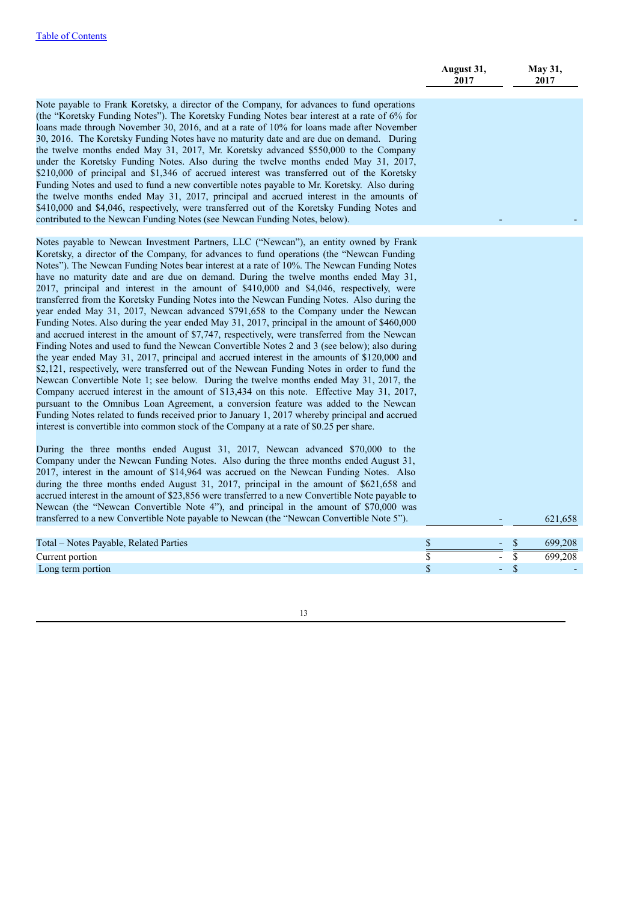| | August 31, 2017 | May 31, 2017 |
|---|---|---|
| Note payable to Frank Koretsky, a director of the Company, for advances to fund operations (the "Koretsky Funding Notes"). The Koretsky Funding Notes bear interest at a rate of 6% for loans made through November 30, 2016, and at a rate of 10% for loans made after November 30, 2016. The Koretsky Funding Notes have no maturity date and are due on demand. During the twelve months ended May 31, 2017, Mr. Koretsky advanced $550,000 to the Company under the Koretsky Funding Notes. Also during the twelve months ended May 31, 2017, $210,000 of principal and $1,346 of accrued interest was transferred out of the Koretsky Funding Notes and used to fund a new convertible notes payable to Mr. Koretsky. Also during the twelve months ended May 31, 2017, principal and accrued interest in the amounts of $410,000 and $4,046, respectively, were transferred out of the Koretsky Funding Notes and contributed to the Newcan Funding Notes (see Newcan Funding Notes, below). | - | - |
| Notes payable to Newcan Investment Partners, LLC ("Newcan"), an entity owned by Frank Koretsky, a director of the Company, for advances to fund operations (the "Newcan Funding Notes"). The Newcan Funding Notes bear interest at a rate of 10%. The Newcan Funding Notes have no maturity date and are due on demand. During the twelve months ended May 31, 2017, principal and interest in the amount of $410,000 and $4,046, respectively, were transferred from the Koretsky Funding Notes into the Newcan Funding Notes. Also during the year ended May 31, 2017, Newcan advanced $791,658 to the Company under the Newcan Funding Notes. Also during the year ended May 31, 2017, principal in the amount of $460,000 and accrued interest in the amount of $7,747, respectively, were transferred from the Newcan Finding Notes and used to fund the Newcan Convertible Notes 2 and 3 (see below); also during the year ended May 31, 2017, principal and accrued interest in the amounts of $120,000 and $2,121, respectively, were transferred out of the Newcan Funding Notes in order to fund the Newcan Convertible Note 1; see below. During the twelve months ended May 31, 2017, the Company accrued interest in the amount of $13,434 on this note. Effective May 31, 2017, pursuant to the Omnibus Loan Agreement, a conversion feature was added to the Newcan Funding Notes related to funds received prior to January 1, 2017 whereby principal and accrued interest is convertible into common stock of the Company at a rate of $0.25 per share.<br><br>During the three months ended August 31, 2017, Newcan advanced $70,000 to the Company under the Newcan Funding Notes. Also during the three months ended August 31, 2017, interest in the amount of $14,964 was accrued on the Newcan Funding Notes. Also during the three months ended August 31, 2017, principal in the amount of $621,658 and accrued interest in the amount of $23,856 were transferred to a new Convertible Note payable to Newcan (the "Newcan Convertible Note 4"), and principal in the amount of $70,000 was transferred to a new Convertible Note payable to Newcan (the "Newcan Convertible Note 5"). | - | 621,658 |
| Total – Notes Payable, Related Parties | $ - | $ 699,208 |
| Current portion | $ - | $ 699,208 |
| Long term portion | $ - | $ - |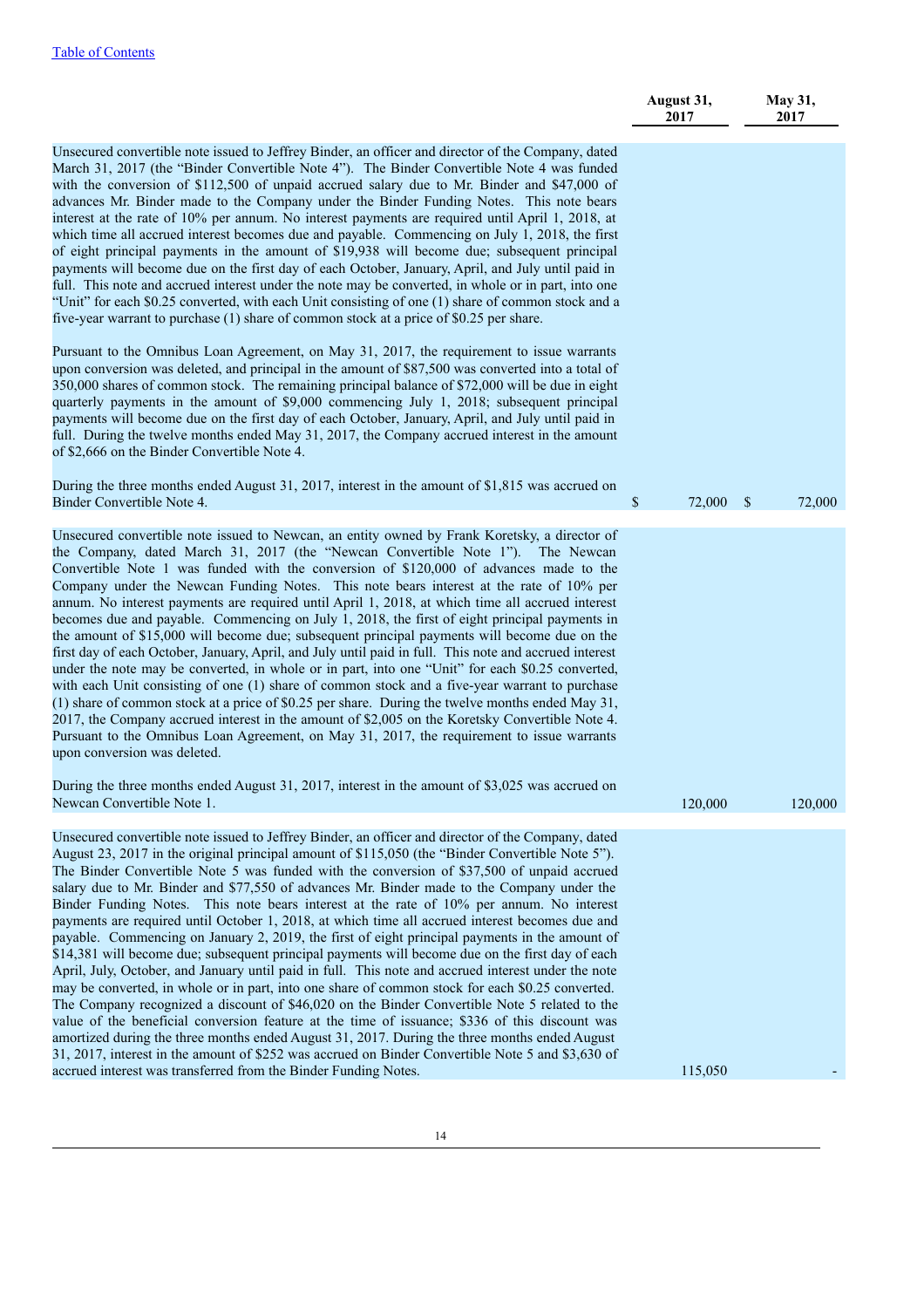[Table of Contents](#)

| | August 31, 2017 | May 31, 2017 |
|---|---|---|
| Unsecured convertible note issued to Jeffrey Binder, an officer and director of the Company, dated March 31, 2017 (the "Binder Convertible Note 4"). The Binder Convertible Note 4 was funded with the conversion of $112,500 of unpaid accrued salary due to Mr. Binder and $47,000 of advances Mr. Binder made to the Company under the Binder Funding Notes. This note bears interest at the rate of 10% per annum. No interest payments are required until April 1, 2018, at which time all accrued interest becomes due and payable. Commencing on July 1, 2018, the first of eight principal payments in the amount of $19,938 will become due; subsequent principal payments will become due on the first day of each October, January, April, and July until paid in full. This note and accrued interest under the note may be converted, in whole or in part, into one "Unit" for each $0.25 converted, with each Unit consisting of one (1) share of common stock and a five-year warrant to purchase (1) share of common stock at a price of $0.25 per share.<br><br>Pursuant to the Omnibus Loan Agreement, on May 31, 2017, the requirement to issue warrants upon conversion was deleted, and principal in the amount of $87,500 was converted into a total of 350,000 shares of common stock. The remaining principal balance of $72,000 will be due in eight quarterly payments in the amount of $9,000 commencing July 1, 2018; subsequent principal payments will become due on the first day of each October, January, April, and July until paid in full. During the twelve months ended May 31, 2017, the Company accrued interest in the amount of $2,666 on the Binder Convertible Note 4.<br><br>During the three months ended August 31, 2017, interest in the amount of $1,815 was accrued on Binder Convertible Note 4. | $ 72,000 | $ 72,000 |
| Unsecured convertible note issued to Newcan, an entity owned by Frank Koretsky, a director of the Company, dated March 31, 2017 (the "Newcan Convertible Note 1"). The Newcan Convertible Note 1 was funded with the conversion of $120,000 of advances made to the Company under the Newcan Funding Notes. This note bears interest at the rate of 10% per annum. No interest payments are required until April 1, 2018, at which time all accrued interest becomes due and payable. Commencing on July 1, 2018, the first of eight principal payments in the amount of $15,000 will become due; subsequent principal payments will become due on the first day of each October, January, April, and July until paid in full. This note and accrued interest under the note may be converted, in whole or in part, into one "Unit" for each $0.25 converted, with each Unit consisting of one (1) share of common stock and a five-year warrant to purchase (1) share of common stock at a price of $0.25 per share. During the twelve months ended May 31, 2017, the Company accrued interest in the amount of $2,005 on the Koretsky Convertible Note 4. Pursuant to the Omnibus Loan Agreement, on May 31, 2017, the requirement to issue warrants upon conversion was deleted.<br><br>During the three months ended August 31, 2017, interest in the amount of $3,025 was accrued on Newcan Convertible Note 1. | 120,000 | 120,000 |
| Unsecured convertible note issued to Jeffrey Binder, an officer and director of the Company, dated August 23, 2017 in the original principal amount of $115,050 (the "Binder Convertible Note 5"). The Binder Convertible Note 5 was funded with the conversion of $37,500 of unpaid accrued salary due to Mr. Binder and $77,550 of advances Mr. Binder made to the Company under the Binder Funding Notes. This note bears interest at the rate of 10% per annum. No interest payments are required until October 1, 2018, at which time all accrued interest becomes due and payable. Commencing on January 2, 2019, the first of eight principal payments in the amount of $14,381 will become due; subsequent principal payments will become due on the first day of each April, July, October, and January until paid in full. This note and accrued interest under the note may be converted, in whole or in part, into one share of common stock for each $0.25 converted. The Company recognized a discount of $46,020 on the Binder Convertible Note 5 related to the value of the beneficial conversion feature at the time of issuance; $336 of this discount was amortized during the three months ended August 31, 2017. During the three months ended August 31, 2017, interest in the amount of $252 was accrued on Binder Convertible Note 5 and $3,630 of accrued interest was transferred from the Binder Funding Notes. | 115,050 | - |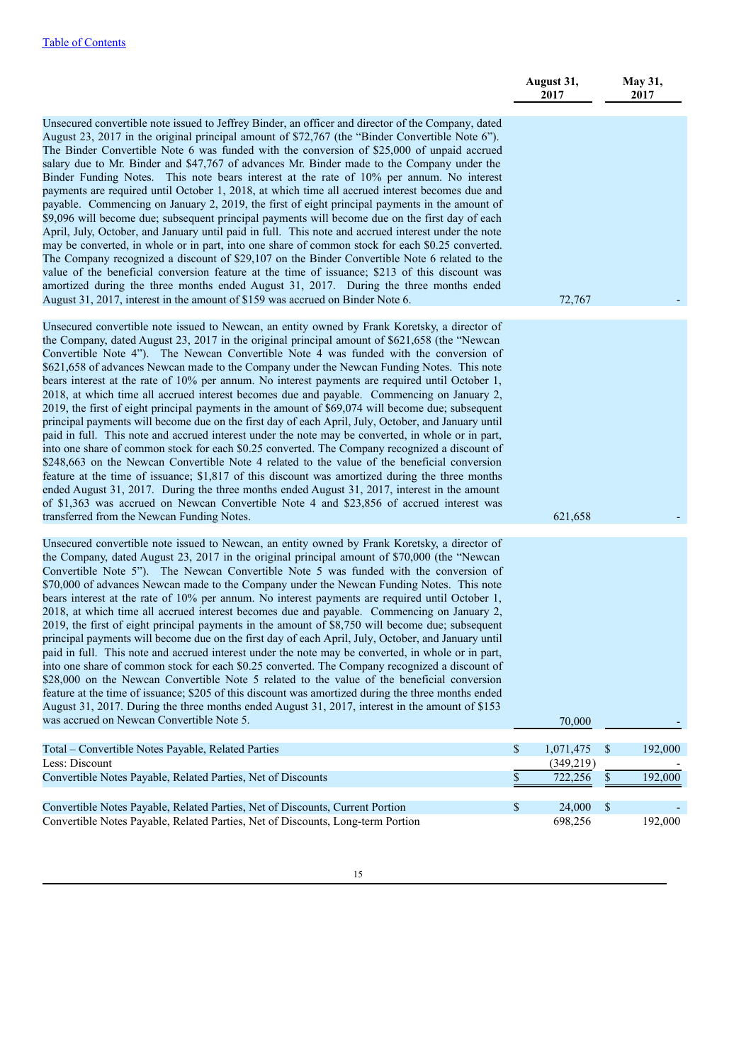| | August 31, 2017 | May 31, 2017 |
|---|---|---|
| Unsecured convertible note issued to Jeffrey Binder, an officer and director of the Company, dated August 23, 2017 in the original principal amount of $72,767 (the "Binder Convertible Note 6"). The Binder Convertible Note 6 was funded with the conversion of $25,000 of unpaid accrued salary due to Mr. Binder and $47,767 of advances Mr. Binder made to the Company under the Binder Funding Notes. This note bears interest at the rate of 10% per annum. No interest payments are required until October 1, 2018, at which time all accrued interest becomes due and payable. Commencing on January 2, 2019, the first of eight principal payments in the amount of $9,096 will become due; subsequent principal payments will become due on the first day of each April, July, October, and January until paid in full. This note and accrued interest under the note may be converted, in whole or in part, into one share of common stock for each $0.25 converted. The Company recognized a discount of $29,107 on the Binder Convertible Note 6 related to the value of the beneficial conversion feature at the time of issuance; $213 of this discount was amortized during the three months ended August 31, 2017. During the three months ended August 31, 2017, interest in the amount of $159 was accrued on Binder Note 6. | 72,767 | - |
| Unsecured convertible note issued to Newcan, an entity owned by Frank Koretsky, a director of the Company, dated August 23, 2017 in the original principal amount of $621,658 (the "Newcan Convertible Note 4"). The Newcan Convertible Note 4 was funded with the conversion of $621,658 of advances Newcan made to the Company under the Newcan Funding Notes. This note bears interest at the rate of 10% per annum. No interest payments are required until October 1, 2018, at which time all accrued interest becomes due and payable. Commencing on January 2, 2019, the first of eight principal payments in the amount of $69,074 will become due; subsequent principal payments will become due on the first day of each April, July, October, and January until paid in full. This note and accrued interest under the note may be converted, in whole or in part, into one share of common stock for each $0.25 converted. The Company recognized a discount of $248,663 on the Newcan Convertible Note 4 related to the value of the beneficial conversion feature at the time of issuance; $1,817 of this discount was amortized during the three months ended August 31, 2017. During the three months ended August 31, 2017, interest in the amount of $1,363 was accrued on Newcan Convertible Note 4 and $23,856 of accrued interest was transferred from the Newcan Funding Notes. | 621,658 | - |
| Unsecured convertible note issued to Newcan, an entity owned by Frank Koretsky, a director of the Company, dated August 23, 2017 in the original principal amount of $70,000 (the "Newcan Convertible Note 5"). The Newcan Convertible Note 5 was funded with the conversion of $70,000 of advances Newcan made to the Company under the Newcan Funding Notes. This note bears interest at the rate of 10% per annum. No interest payments are required until October 1, 2018, at which time all accrued interest becomes due and payable. Commencing on January 2, 2019, the first of eight principal payments in the amount of $8,750 will become due; subsequent principal payments will become due on the first day of each April, July, October, and January until paid in full. This note and accrued interest under the note may be converted, in whole or in part, into one share of common stock for each $0.25 converted. The Company recognized a discount of $28,000 on the Newcan Convertible Note 5 related to the value of the beneficial conversion feature at the time of issuance; $205 of this discount was amortized during the three months ended August 31, 2017. During the three months ended August 31, 2017, interest in the amount of $153 was accrued on Newcan Convertible Note 5. | 70,000 | - |
| Total – Convertible Notes Payable, Related Parties | $ 1,071,475 | $ 192,000 |
| Less: Discount | (349,219) | - |
| Convertible Notes Payable, Related Parties, Net of Discounts | $ 722,256 | $ 192,000 |
| Convertible Notes Payable, Related Parties, Net of Discounts, Current Portion | $ 24,000 | $ - |
| Convertible Notes Payable, Related Parties, Net of Discounts, Long-term Portion | 698,256 | 192,000 |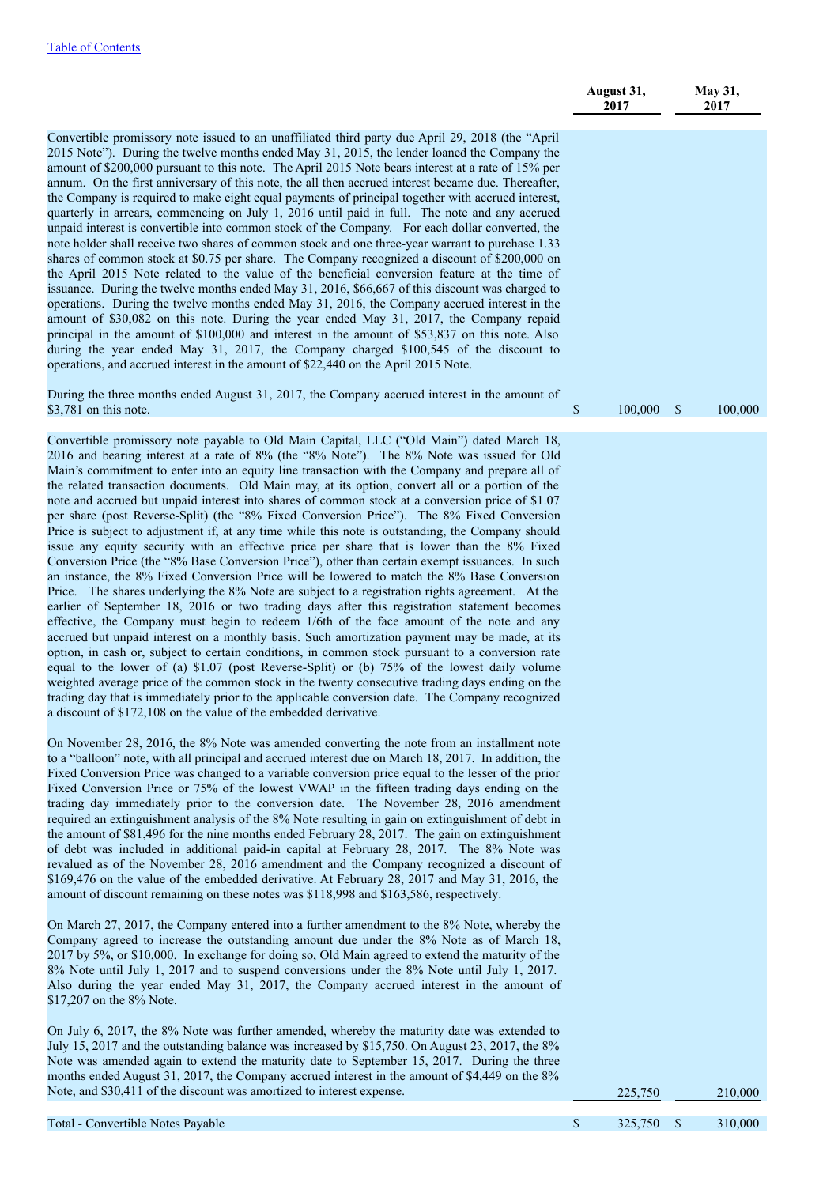| | August 31, 2017 | May 31, 2017 |
|---|---|---|
| Convertible promissory note issued to an unaffiliated third party due April 29, 2018 (the "April 2015 Note"). During the twelve months ended May 31, 2015, the lender loaned the Company the amount of $200,000 pursuant to this note. The April 2015 Note bears interest at a rate of 15% per annum. On the first anniversary of this note, the all then accrued interest became due. Thereafter, the Company is required to make eight equal payments of principal together with accrued interest, quarterly in arrears, commencing on July 1, 2016 until paid in full. The note and any accrued unpaid interest is convertible into common stock of the Company. For each dollar converted, the note holder shall receive two shares of common stock and one three-year warrant to purchase 1.33 shares of common stock at $0.75 per share. The Company recognized a discount of $200,000 on the April 2015 Note related to the value of the beneficial conversion feature at the time of issuance. During the twelve months ended May 31, 2016, $66,667 of this discount was charged to operations. During the twelve months ended May 31, 2016, the Company accrued interest in the amount of $30,082 on this note. During the year ended May 31, 2017, the Company repaid principal in the amount of $100,000 and interest in the amount of $53,837 on this note. Also during the year ended May 31, 2017, the Company charged $100,545 of the discount to operations, and accrued interest in the amount of $22,440 on the April 2015 Note. | | |
| During the three months ended August 31, 2017, the Company accrued interest in the amount of $3,781 on this note. | $ 100,000 | $ 100,000 |
| Convertible promissory note payable to Old Main Capital, LLC ("Old Main") dated March 18, 2016 and bearing interest at a rate of 8% (the "8% Note"). The 8% Note was issued for Old Main's commitment to enter into an equity line transaction with the Company and prepare all of the related transaction documents. Old Main may, at its option, convert all or a portion of the note and accrued but unpaid interest into shares of common stock at a conversion price of $1.07 per share (post Reverse-Split) (the "8% Fixed Conversion Price"). The 8% Fixed Conversion Price is subject to adjustment if, at any time while this note is outstanding, the Company should issue any equity security with an effective price per share that is lower than the 8% Fixed Conversion Price (the "8% Base Conversion Price"), other than certain exempt issuances. In such an instance, the 8% Fixed Conversion Price will be lowered to match the 8% Base Conversion Price. The shares underlying the 8% Note are subject to a registration rights agreement. At the earlier of September 18, 2016 or two trading days after this registration statement becomes effective, the Company must begin to redeem 1/6th of the face amount of the note and any accrued but unpaid interest on a monthly basis. Such amortization payment may be made, at its option, in cash or, subject to certain conditions, in common stock pursuant to a conversion rate equal to the lower of (a) $1.07 (post Reverse-Split) or (b) 75% of the lowest daily volume weighted average price of the common stock in the twenty consecutive trading days ending on the trading day that is immediately prior to the applicable conversion date. The Company recognized a discount of $172,108 on the value of the embedded derivative. | | |
| On November 28, 2016, the 8% Note was amended converting the note from an installment note to a "balloon" note, with all principal and accrued interest due on March 18, 2017. In addition, the Fixed Conversion Price was changed to a variable conversion price equal to the lesser of the prior Fixed Conversion Price or 75% of the lowest VWAP in the fifteen trading days ending on the trading day immediately prior to the conversion date. The November 28, 2016 amendment required an extinguishment analysis of the 8% Note resulting in gain on extinguishment of debt in the amount of $81,496 for the nine months ended February 28, 2017. The gain on extinguishment of debt was included in additional paid-in capital at February 28, 2017. The 8% Note was revalued as of the November 28, 2016 amendment and the Company recognized a discount of $169,476 on the value of the embedded derivative. At February 28, 2017 and May 31, 2016, the amount of discount remaining on these notes was $118,998 and $163,586, respectively. | | |
| On March 27, 2017, the Company entered into a further amendment to the 8% Note, whereby the Company agreed to increase the outstanding amount due under the 8% Note as of March 18, 2017 by 5%, or $10,000. In exchange for doing so, Old Main agreed to extend the maturity of the 8% Note until July 1, 2017 and to suspend conversions under the 8% Note until July 1, 2017. Also during the year ended May 31, 2017, the Company accrued interest in the amount of $17,207 on the 8% Note. | | |
| On July 6, 2017, the 8% Note was further amended, whereby the maturity date was extended to July 15, 2017 and the outstanding balance was increased by $15,750. On August 23, 2017, the 8% Note was amended again to extend the maturity date to September 15, 2017. During the three months ended August 31, 2017, the Company accrued interest in the amount of $4,449 on the 8% Note, and $30,411 of the discount was amortized to interest expense. | 225,750 | 210,000 |
| Total - Convertible Notes Payable | $ 325,750 | $ 310,000 |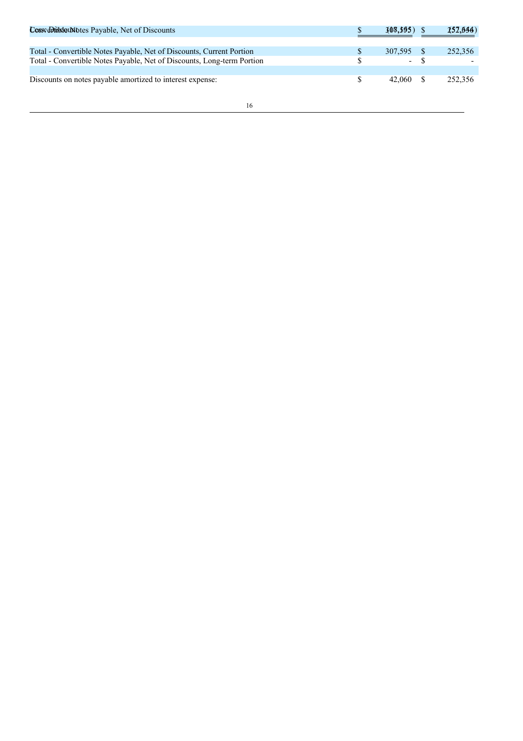| | | | |
|---|---|---|---|
| Less: Discount | $ | (8,595) | $ (7,644) |
| Convertible Notes Payable, Net of Discounts | $ | 307,595 | $ 252,356 |
| | | | |
| Total - Convertible Notes Payable, Net of Discounts, Current Portion | $ | 307,595 | $ 252,356 |
| Total - Convertible Notes Payable, Net of Discounts, Long-term Portion | $ | - | $ - |
| | | | |
| Discounts on notes payable amortized to interest expense: | $ | 42,060 | $ 252,356 |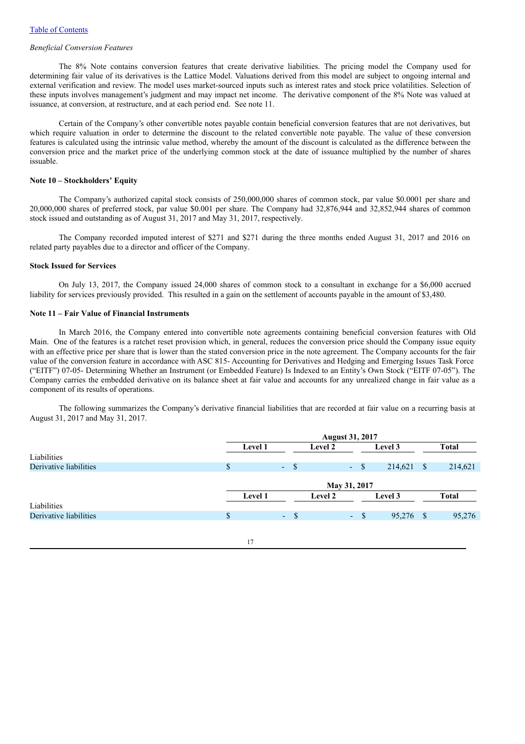*Beneficial Conversion Features*

The 8% Note contains conversion features that create derivative liabilities. The pricing model the Company used for determining fair value of its derivatives is the Lattice Model. Valuations derived from this model are subject to ongoing internal and external verification and review. The model uses market-sourced inputs such as interest rates and stock price volatilities. Selection of these inputs involves management's judgment and may impact net income. The derivative component of the 8% Note was valued at issuance, at conversion, at restructure, and at each period end. See note 11.

Certain of the Company's other convertible notes payable contain beneficial conversion features that are not derivatives, but which require valuation in order to determine the discount to the related convertible note payable. The value of these conversion features is calculated using the intrinsic value method, whereby the amount of the discount is calculated as the difference between the conversion price and the market price of the underlying common stock at the date of issuance multiplied by the number of shares issuable.

**Note 10 – Stockholders' Equity**

The Company's authorized capital stock consists of 250,000,000 shares of common stock, par value $0.0001 per share and 20,000,000 shares of preferred stock, par value $0.001 per share. The Company had 32,876,944 and 32,852,944 shares of common stock issued and outstanding as of August 31, 2017 and May 31, 2017, respectively.

The Company recorded imputed interest of $271 and $271 during the three months ended August 31, 2017 and 2016 on related party payables due to a director and officer of the Company.

**Stock Issued for Services**

On July 13, 2017, the Company issued 24,000 shares of common stock to a consultant in exchange for a $6,000 accrued liability for services previously provided. This resulted in a gain on the settlement of accounts payable in the amount of $3,480.

**Note 11 – Fair Value of Financial Instruments**

In March 2016, the Company entered into convertible note agreements containing beneficial conversion features with Old Main. One of the features is a ratchet reset provision which, in general, reduces the conversion price should the Company issue equity with an effective price per share that is lower than the stated conversion price in the note agreement. The Company accounts for the fair value of the conversion feature in accordance with ASC 815- Accounting for Derivatives and Hedging and Emerging Issues Task Force ("EITF") 07-05- Determining Whether an Instrument (or Embedded Feature) Is Indexed to an Entity's Own Stock ("EITF 07-05"). The Company carries the embedded derivative on its balance sheet at fair value and accounts for any unrealized change in fair value as a component of its results of operations.

The following summarizes the Company's derivative financial liabilities that are recorded at fair value on a recurring basis at August 31, 2017 and May 31, 2017.

| | August 31, 2017 | | | |
|---|---|---|---|---|
| | **Level 1** | **Level 2** | **Level 3** | **Total** |
| Liabilities | | | | |
| Derivative liabilities | $ - | $ - | $ 214,621 | $ 214,621 |

| | May 31, 2017 | | | |
|---|---|---|---|---|
| | **Level 1** | **Level 2** | **Level 3** | **Total** |
| Liabilities | | | | |
| Derivative liabilities | $ - | $ - | $ 95,276 | $ 95,276 |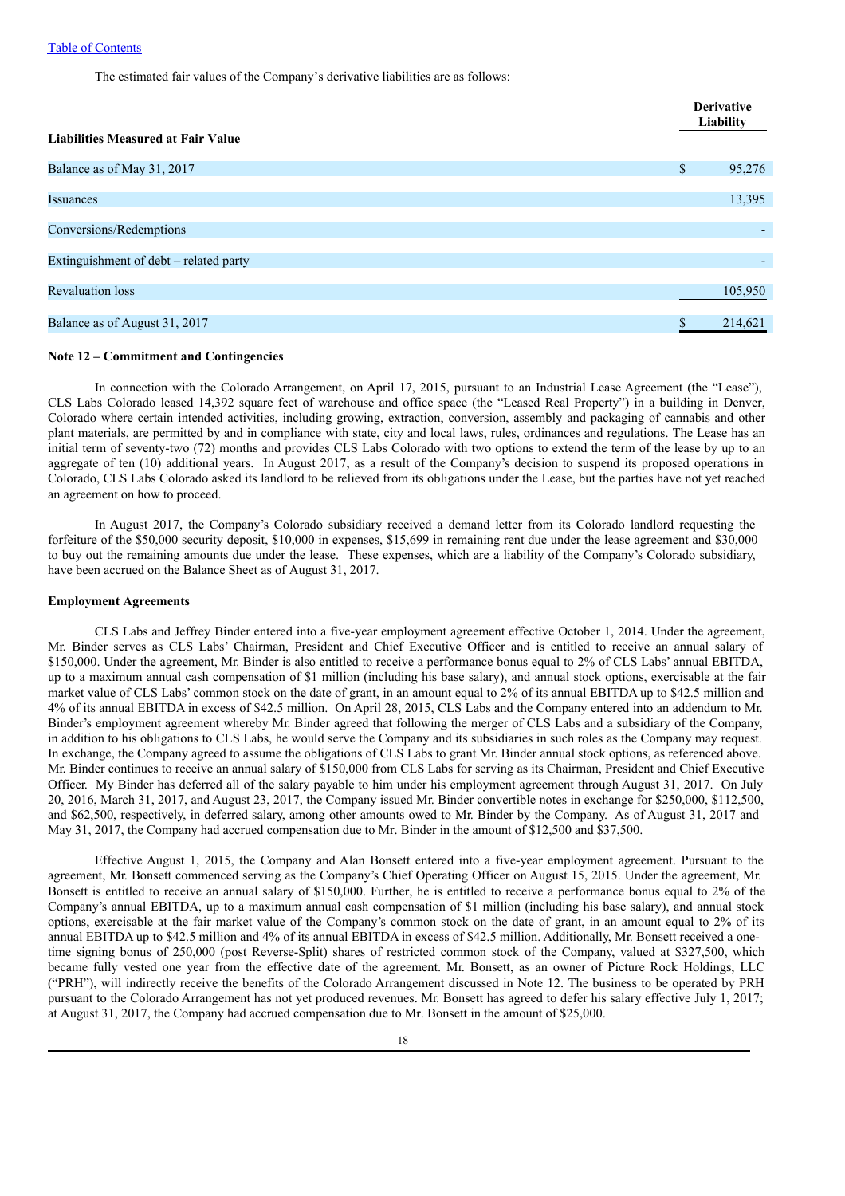The estimated fair values of the Company's derivative liabilities are as follows:

| Liabilities Measured at Fair Value | Derivative Liability |
|---|---|
| Balance as of May 31, 2017 | $ 95,276 |
| Issuances | 13,395 |
| Conversions/Redemptions | - |
| Extinguishment of debt – related party | - |
| Revaluation loss | 105,950 |
| Balance as of August 31, 2017 | $ 214,621 |

**Note 12 – Commitment and Contingencies**

In connection with the Colorado Arrangement, on April 17, 2015, pursuant to an Industrial Lease Agreement (the "Lease"), CLS Labs Colorado leased 14,392 square feet of warehouse and office space (the "Leased Real Property") in a building in Denver, Colorado where certain intended activities, including growing, extraction, conversion, assembly and packaging of cannabis and other plant materials, are permitted by and in compliance with state, city and local laws, rules, ordinances and regulations. The Lease has an initial term of seventy-two (72) months and provides CLS Labs Colorado with two options to extend the term of the lease by up to an aggregate of ten (10) additional years. In August 2017, as a result of the Company's decision to suspend its proposed operations in Colorado, CLS Labs Colorado asked its landlord to be relieved from its obligations under the Lease, but the parties have not yet reached an agreement on how to proceed.

In August 2017, the Company's Colorado subsidiary received a demand letter from its Colorado landlord requesting the forfeiture of the $50,000 security deposit, $10,000 in expenses, $15,699 in remaining rent due under the lease agreement and $30,000 to buy out the remaining amounts due under the lease. These expenses, which are a liability of the Company's Colorado subsidiary, have been accrued on the Balance Sheet as of August 31, 2017.

**Employment Agreements**

CLS Labs and Jeffrey Binder entered into a five-year employment agreement effective October 1, 2014. Under the agreement, Mr. Binder serves as CLS Labs' Chairman, President and Chief Executive Officer and is entitled to receive an annual salary of $150,000. Under the agreement, Mr. Binder is also entitled to receive a performance bonus equal to 2% of CLS Labs' annual EBITDA, up to a maximum annual cash compensation of $1 million (including his base salary), and annual stock options, exercisable at the fair market value of CLS Labs' common stock on the date of grant, in an amount equal to 2% of its annual EBITDA up to $42.5 million and 4% of its annual EBITDA in excess of $42.5 million. On April 28, 2015, CLS Labs and the Company entered into an addendum to Mr. Binder's employment agreement whereby Mr. Binder agreed that following the merger of CLS Labs and a subsidiary of the Company, in addition to his obligations to CLS Labs, he would serve the Company and its subsidiaries in such roles as the Company may request. In exchange, the Company agreed to assume the obligations of CLS Labs to grant Mr. Binder annual stock options, as referenced above. Mr. Binder continues to receive an annual salary of $150,000 from CLS Labs for serving as its Chairman, President and Chief Executive Officer. My Binder has deferred all of the salary payable to him under his employment agreement through August 31, 2017. On July 20, 2016, March 31, 2017, and August 23, 2017, the Company issued Mr. Binder convertible notes in exchange for $250,000, $112,500, and $62,500, respectively, in deferred salary, among other amounts owed to Mr. Binder by the Company. As of August 31, 2017 and May 31, 2017, the Company had accrued compensation due to Mr. Binder in the amount of $12,500 and $37,500.

Effective August 1, 2015, the Company and Alan Bonsett entered into a five-year employment agreement. Pursuant to the agreement, Mr. Bonsett commenced serving as the Company's Chief Operating Officer on August 15, 2015. Under the agreement, Mr. Bonsett is entitled to receive an annual salary of $150,000. Further, he is entitled to receive a performance bonus equal to 2% of the Company's annual EBITDA, up to a maximum annual cash compensation of $1 million (including his base salary), and annual stock options, exercisable at the fair market value of the Company's common stock on the date of grant, in an amount equal to 2% of its annual EBITDA up to $42.5 million and 4% of its annual EBITDA in excess of $42.5 million. Additionally, Mr. Bonsett received a one-time signing bonus of 250,000 (post Reverse-Split) shares of restricted common stock of the Company, valued at $327,500, which became fully vested one year from the effective date of the agreement. Mr. Bonsett, as an owner of Picture Rock Holdings, LLC ("PRH"), will indirectly receive the benefits of the Colorado Arrangement discussed in Note 12. The business to be operated by PRH pursuant to the Colorado Arrangement has not yet produced revenues. Mr. Bonsett has agreed to defer his salary effective July 1, 2017; at August 31, 2017, the Company had accrued compensation due to Mr. Bonsett in the amount of $25,000.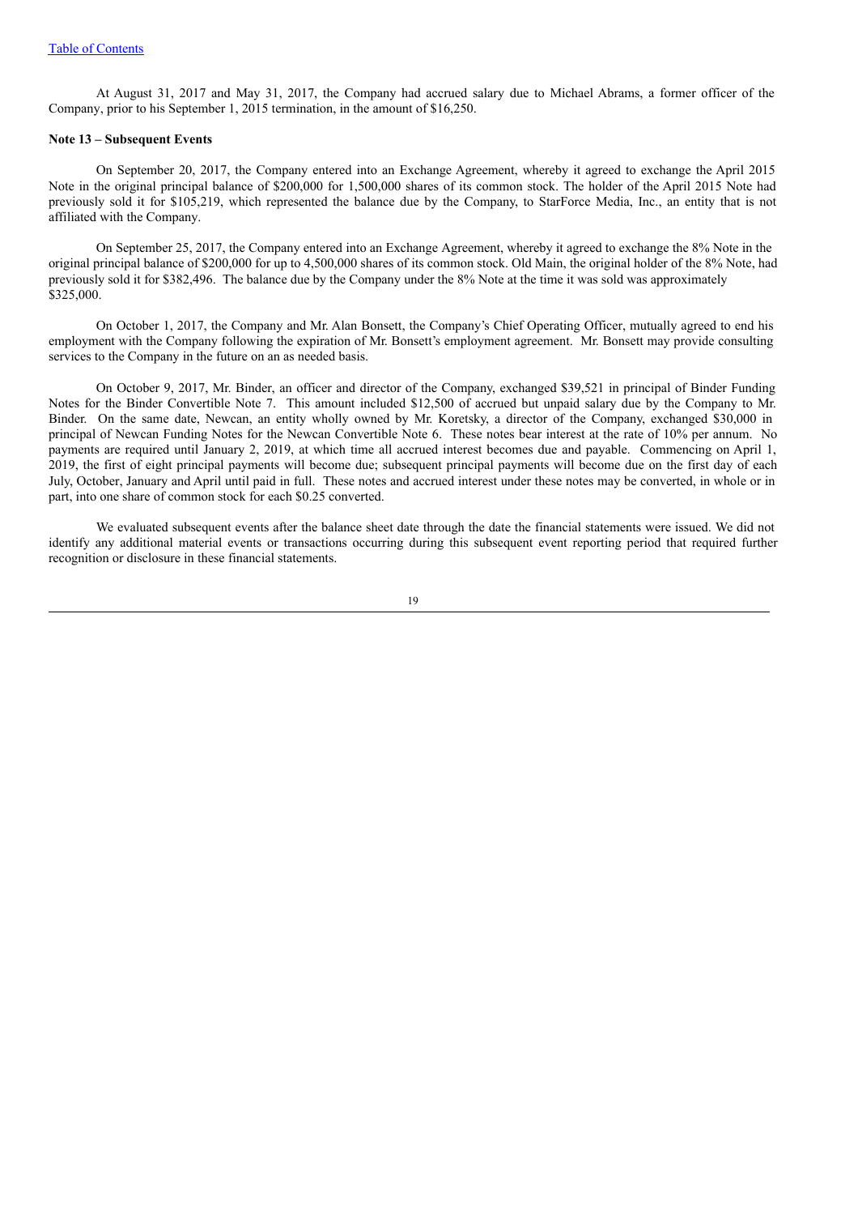At August 31, 2017 and May 31, 2017, the Company had accrued salary due to Michael Abrams, a former officer of the Company, prior to his September 1, 2015 termination, in the amount of $16,250.

**Note 13 – Subsequent Events**

On September 20, 2017, the Company entered into an Exchange Agreement, whereby it agreed to exchange the April 2015 Note in the original principal balance of $200,000 for 1,500,000 shares of its common stock. The holder of the April 2015 Note had previously sold it for $105,219, which represented the balance due by the Company, to StarForce Media, Inc., an entity that is not affiliated with the Company.

On September 25, 2017, the Company entered into an Exchange Agreement, whereby it agreed to exchange the 8% Note in the original principal balance of $200,000 for up to 4,500,000 shares of its common stock. Old Main, the original holder of the 8% Note, had previously sold it for $382,496. The balance due by the Company under the 8% Note at the time it was sold was approximately $325,000.

On October 1, 2017, the Company and Mr. Alan Bonsett, the Company's Chief Operating Officer, mutually agreed to end his employment with the Company following the expiration of Mr. Bonsett's employment agreement. Mr. Bonsett may provide consulting services to the Company in the future on an as needed basis.

On October 9, 2017, Mr. Binder, an officer and director of the Company, exchanged $39,521 in principal of Binder Funding Notes for the Binder Convertible Note 7. This amount included $12,500 of accrued but unpaid salary due by the Company to Mr. Binder. On the same date, Newcan, an entity wholly owned by Mr. Koretsky, a director of the Company, exchanged $30,000 in principal of Newcan Funding Notes for the Newcan Convertible Note 6. These notes bear interest at the rate of 10% per annum. No payments are required until January 2, 2019, at which time all accrued interest becomes due and payable. Commencing on April 1, 2019, the first of eight principal payments will become due; subsequent principal payments will become due on the first day of each July, October, January and April until paid in full. These notes and accrued interest under these notes may be converted, in whole or in part, into one share of common stock for each $0.25 converted.

We evaluated subsequent events after the balance sheet date through the date the financial statements were issued. We did not identify any additional material events or transactions occurring during this subsequent event reporting period that required further recognition or disclosure in these financial statements.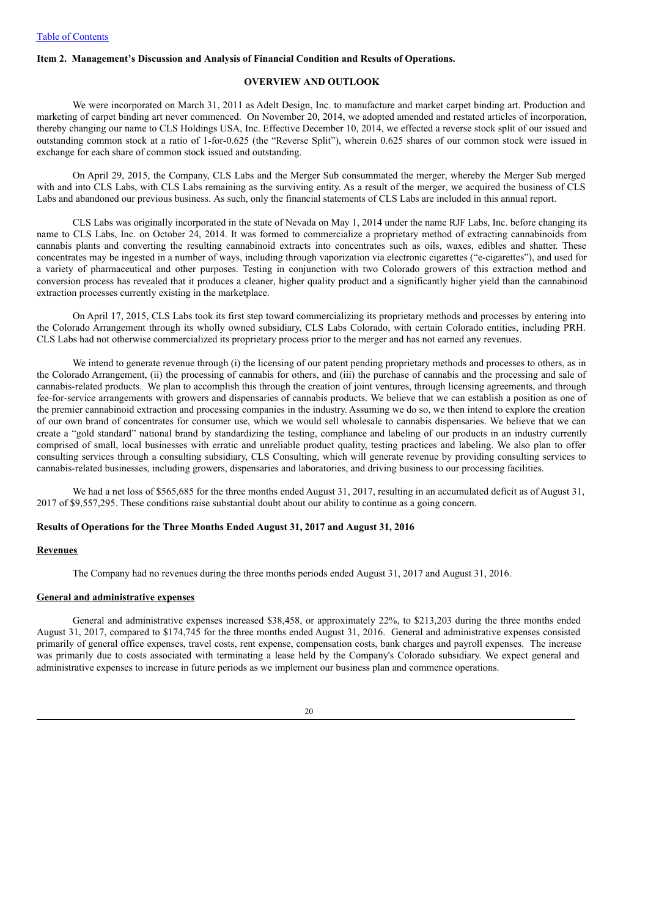Table of Contents

## Item 2. Management's Discussion and Analysis of Financial Condition and Results of Operations.

### OVERVIEW AND OUTLOOK

We were incorporated on March 31, 2011 as Adelt Design, Inc. to manufacture and market carpet binding art. Production and marketing of carpet binding art never commenced. On November 20, 2014, we adopted amended and restated articles of incorporation, thereby changing our name to CLS Holdings USA, Inc. Effective December 10, 2014, we effected a reverse stock split of our issued and outstanding common stock at a ratio of 1-for-0.625 (the "Reverse Split"), wherein 0.625 shares of our common stock were issued in exchange for each share of common stock issued and outstanding.

On April 29, 2015, the Company, CLS Labs and the Merger Sub consummated the merger, whereby the Merger Sub merged with and into CLS Labs, with CLS Labs remaining as the surviving entity. As a result of the merger, we acquired the business of CLS Labs and abandoned our previous business. As such, only the financial statements of CLS Labs are included in this annual report.

CLS Labs was originally incorporated in the state of Nevada on May 1, 2014 under the name RJF Labs, Inc. before changing its name to CLS Labs, Inc. on October 24, 2014. It was formed to commercialize a proprietary method of extracting cannabinoids from cannabis plants and converting the resulting cannabinoid extracts into concentrates such as oils, waxes, edibles and shatter. These concentrates may be ingested in a number of ways, including through vaporization via electronic cigarettes ("e-cigarettes"), and used for a variety of pharmaceutical and other purposes. Testing in conjunction with two Colorado growers of this extraction method and conversion process has revealed that it produces a cleaner, higher quality product and a significantly higher yield than the cannabinoid extraction processes currently existing in the marketplace.

On April 17, 2015, CLS Labs took its first step toward commercializing its proprietary methods and processes by entering into the Colorado Arrangement through its wholly owned subsidiary, CLS Labs Colorado, with certain Colorado entities, including PRH. CLS Labs had not otherwise commercialized its proprietary process prior to the merger and has not earned any revenues.

We intend to generate revenue through (i) the licensing of our patent pending proprietary methods and processes to others, as in the Colorado Arrangement, (ii) the processing of cannabis for others, and (iii) the purchase of cannabis and the processing and sale of cannabis-related products. We plan to accomplish this through the creation of joint ventures, through licensing agreements, and through fee-for-service arrangements with growers and dispensaries of cannabis products. We believe that we can establish a position as one of the premier cannabinoid extraction and processing companies in the industry. Assuming we do so, we then intend to explore the creation of our own brand of concentrates for consumer use, which we would sell wholesale to cannabis dispensaries. We believe that we can create a "gold standard" national brand by standardizing the testing, compliance and labeling of our products in an industry currently comprised of small, local businesses with erratic and unreliable product quality, testing practices and labeling. We also plan to offer consulting services through a consulting subsidiary, CLS Consulting, which will generate revenue by providing consulting services to cannabis-related businesses, including growers, dispensaries and laboratories, and driving business to our processing facilities.

We had a net loss of $565,685 for the three months ended August 31, 2017, resulting in an accumulated deficit as of August 31, 2017 of $9,557,295. These conditions raise substantial doubt about our ability to continue as a going concern.

### Results of Operations for the Three Months Ended August 31, 2017 and August 31, 2016

**Revenues**

The Company had no revenues during the three months periods ended August 31, 2017 and August 31, 2016.

**General and administrative expenses**

General and administrative expenses increased $38,458, or approximately 22%, to $213,203 during the three months ended August 31, 2017, compared to $174,745 for the three months ended August 31, 2016. General and administrative expenses consisted primarily of general office expenses, travel costs, rent expense, compensation costs, bank charges and payroll expenses. The increase was primarily due to costs associated with terminating a lease held by the Company's Colorado subsidiary. We expect general and administrative expenses to increase in future periods as we implement our business plan and commence operations.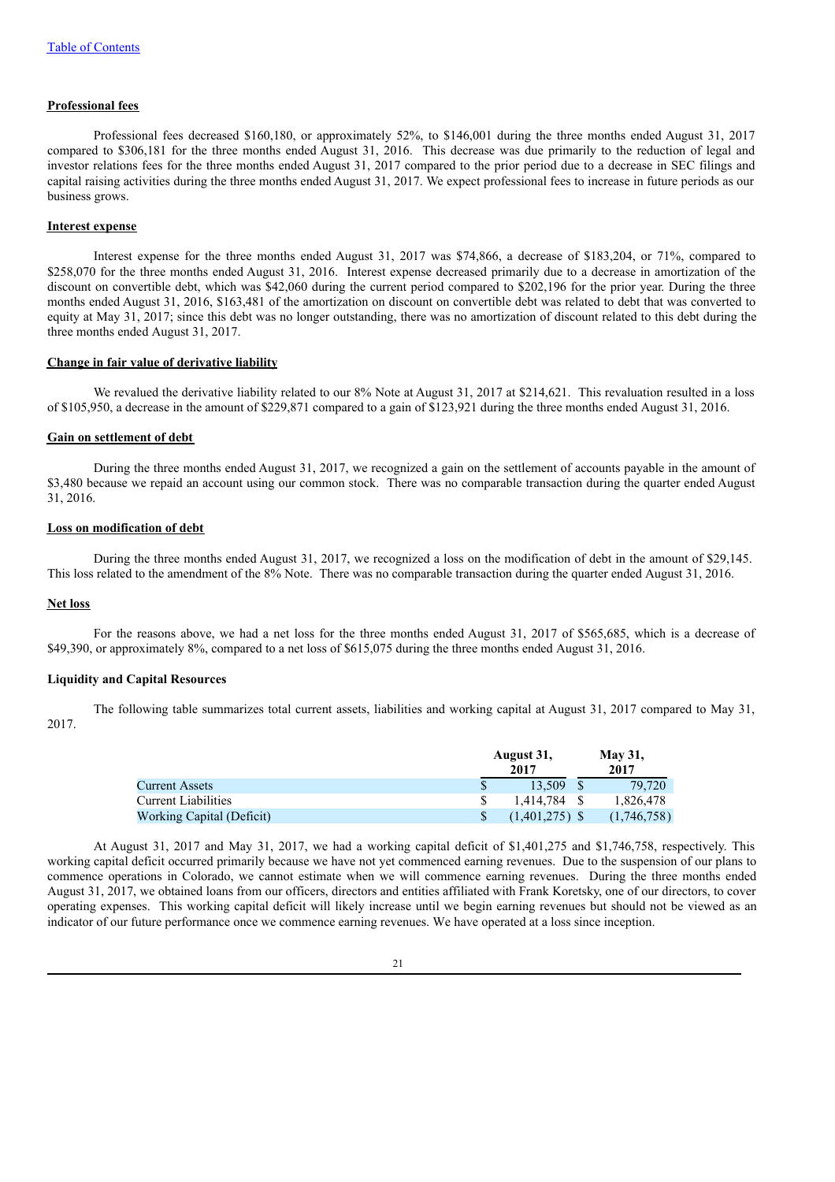**Professional fees**

Professional fees decreased $160,180, or approximately 52%, to $146,001 during the three months ended August 31, 2017 compared to $306,181 for the three months ended August 31, 2016. This decrease was due primarily to the reduction of legal and investor relations fees for the three months ended August 31, 2017 compared to the prior period due to a decrease in SEC filings and capital raising activities during the three months ended August 31, 2017. We expect professional fees to increase in future periods as our business grows.

**Interest expense**

Interest expense for the three months ended August 31, 2017 was $74,866, a decrease of $183,204, or 71%, compared to $258,070 for the three months ended August 31, 2016. Interest expense decreased primarily due to a decrease in amortization of the discount on convertible debt, which was $42,060 during the current period compared to $202,196 for the prior year. During the three months ended August 31, 2016, $163,481 of the amortization on discount on convertible debt was related to debt that was converted to equity at May 31, 2017; since this debt was no longer outstanding, there was no amortization of discount related to this debt during the three months ended August 31, 2017.

**Change in fair value of derivative liability**

We revalued the derivative liability related to our 8% Note at August 31, 2017 at $214,621. This revaluation resulted in a loss of $105,950, a decrease in the amount of $229,871 compared to a gain of $123,921 during the three months ended August 31, 2016.

**Gain on settlement of debt**

During the three months ended August 31, 2017, we recognized a gain on the settlement of accounts payable in the amount of $3,480 because we repaid an account using our common stock. There was no comparable transaction during the quarter ended August 31, 2016.

**Loss on modification of debt**

During the three months ended August 31, 2017, we recognized a loss on the modification of debt in the amount of $29,145. This loss related to the amendment of the 8% Note. There was no comparable transaction during the quarter ended August 31, 2016.

**Net loss**

For the reasons above, we had a net loss for the three months ended August 31, 2017 of $565,685, which is a decrease of $49,390, or approximately 8%, compared to a net loss of $615,075 during the three months ended August 31, 2016.

**Liquidity and Capital Resources**

The following table summarizes total current assets, liabilities and working capital at August 31, 2017 compared to May 31, 2017.

| | August 31, 2017 | May 31, 2017 |
|---|---|---|
| Current Assets | $ 13,509 | $ 79,720 |
| Current Liabilities | $ 1,414,784 | $ 1,826,478 |
| Working Capital (Deficit) | $ (1,401,275) | $ (1,746,758) |

At August 31, 2017 and May 31, 2017, we had a working capital deficit of $1,401,275 and $1,746,758, respectively. This working capital deficit occurred primarily because we have not yet commenced earning revenues. Due to the suspension of our plans to commence operations in Colorado, we cannot estimate when we will commence earning revenues. During the three months ended August 31, 2017, we obtained loans from our officers, directors and entities affiliated with Frank Koretsky, one of our directors, to cover operating expenses. This working capital deficit will likely increase until we begin earning revenues but should not be viewed as an indicator of our future performance once we commence earning revenues. We have operated at a loss since inception.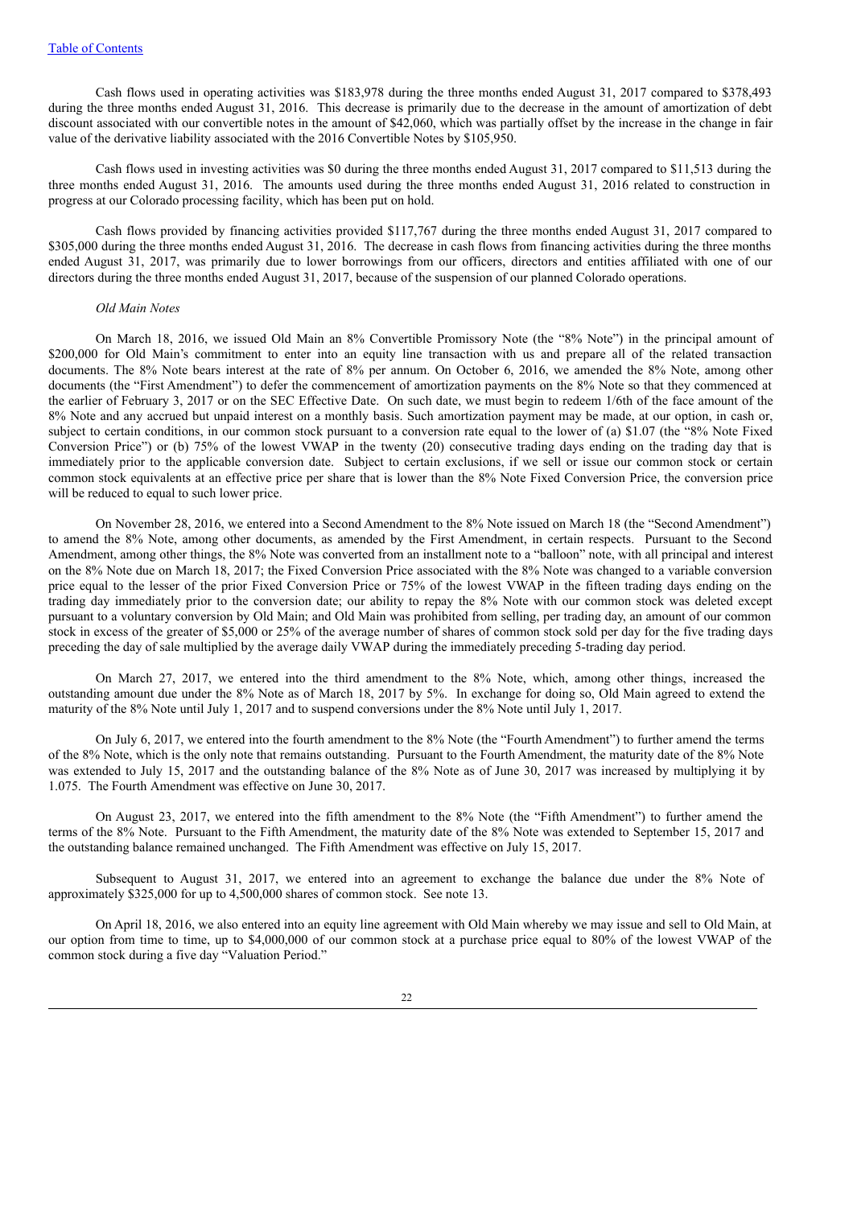Cash flows used in operating activities was $183,978 during the three months ended August 31, 2017 compared to $378,493 during the three months ended August 31, 2016. This decrease is primarily due to the decrease in the amount of amortization of debt discount associated with our convertible notes in the amount of $42,060, which was partially offset by the increase in the change in fair value of the derivative liability associated with the 2016 Convertible Notes by $105,950.

Cash flows used in investing activities was $0 during the three months ended August 31, 2017 compared to $11,513 during the three months ended August 31, 2016. The amounts used during the three months ended August 31, 2016 related to construction in progress at our Colorado processing facility, which has been put on hold.

Cash flows provided by financing activities provided $117,767 during the three months ended August 31, 2017 compared to $305,000 during the three months ended August 31, 2016. The decrease in cash flows from financing activities during the three months ended August 31, 2017, was primarily due to lower borrowings from our officers, directors and entities affiliated with one of our directors during the three months ended August 31, 2017, because of the suspension of our planned Colorado operations.

*Old Main Notes*

On March 18, 2016, we issued Old Main an 8% Convertible Promissory Note (the "8% Note") in the principal amount of $200,000 for Old Main's commitment to enter into an equity line transaction with us and prepare all of the related transaction documents. The 8% Note bears interest at the rate of 8% per annum. On October 6, 2016, we amended the 8% Note, among other documents (the "First Amendment") to defer the commencement of amortization payments on the 8% Note so that they commenced at the earlier of February 3, 2017 or on the SEC Effective Date. On such date, we must begin to redeem 1/6th of the face amount of the 8% Note and any accrued but unpaid interest on a monthly basis. Such amortization payment may be made, at our option, in cash or, subject to certain conditions, in our common stock pursuant to a conversion rate equal to the lower of (a) $1.07 (the "8% Note Fixed Conversion Price") or (b) 75% of the lowest VWAP in the twenty (20) consecutive trading days ending on the trading day that is immediately prior to the applicable conversion date. Subject to certain exclusions, if we sell or issue our common stock or certain common stock equivalents at an effective price per share that is lower than the 8% Note Fixed Conversion Price, the conversion price will be reduced to equal to such lower price.

On November 28, 2016, we entered into a Second Amendment to the 8% Note issued on March 18 (the "Second Amendment") to amend the 8% Note, among other documents, as amended by the First Amendment, in certain respects. Pursuant to the Second Amendment, among other things, the 8% Note was converted from an installment note to a "balloon" note, with all principal and interest on the 8% Note due on March 18, 2017; the Fixed Conversion Price associated with the 8% Note was changed to a variable conversion price equal to the lesser of the prior Fixed Conversion Price or 75% of the lowest VWAP in the fifteen trading days ending on the trading day immediately prior to the conversion date; our ability to repay the 8% Note with our common stock was deleted except pursuant to a voluntary conversion by Old Main; and Old Main was prohibited from selling, per trading day, an amount of our common stock in excess of the greater of $5,000 or 25% of the average number of shares of common stock sold per day for the five trading days preceding the day of sale multiplied by the average daily VWAP during the immediately preceding 5-trading day period.

On March 27, 2017, we entered into the third amendment to the 8% Note, which, among other things, increased the outstanding amount due under the 8% Note as of March 18, 2017 by 5%. In exchange for doing so, Old Main agreed to extend the maturity of the 8% Note until July 1, 2017 and to suspend conversions under the 8% Note until July 1, 2017.

On July 6, 2017, we entered into the fourth amendment to the 8% Note (the "Fourth Amendment") to further amend the terms of the 8% Note, which is the only note that remains outstanding. Pursuant to the Fourth Amendment, the maturity date of the 8% Note was extended to July 15, 2017 and the outstanding balance of the 8% Note as of June 30, 2017 was increased by multiplying it by 1.075. The Fourth Amendment was effective on June 30, 2017.

On August 23, 2017, we entered into the fifth amendment to the 8% Note (the "Fifth Amendment") to further amend the terms of the 8% Note. Pursuant to the Fifth Amendment, the maturity date of the 8% Note was extended to September 15, 2017 and the outstanding balance remained unchanged. The Fifth Amendment was effective on July 15, 2017.

Subsequent to August 31, 2017, we entered into an agreement to exchange the balance due under the 8% Note of approximately $325,000 for up to 4,500,000 shares of common stock. See note 13.

On April 18, 2016, we also entered into an equity line agreement with Old Main whereby we may issue and sell to Old Main, at our option from time to time, up to $4,000,000 of our common stock at a purchase price equal to 80% of the lowest VWAP of the common stock during a five day "Valuation Period."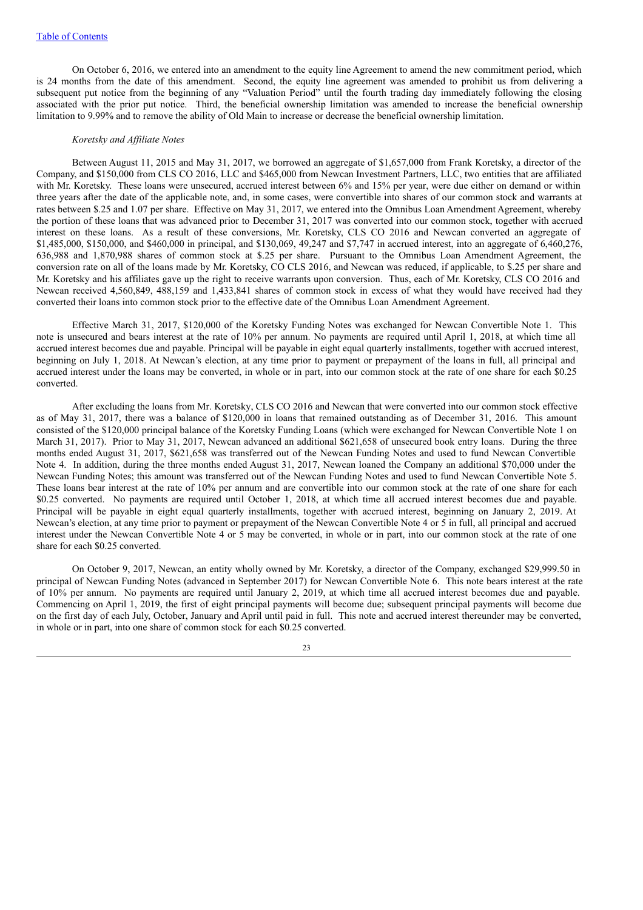On October 6, 2016, we entered into an amendment to the equity line Agreement to amend the new commitment period, which is 24 months from the date of this amendment. Second, the equity line agreement was amended to prohibit us from delivering a subsequent put notice from the beginning of any "Valuation Period" until the fourth trading day immediately following the closing associated with the prior put notice. Third, the beneficial ownership limitation was amended to increase the beneficial ownership limitation to 9.99% and to remove the ability of Old Main to increase or decrease the beneficial ownership limitation.

*Koretsky and Affiliate Notes*

Between August 11, 2015 and May 31, 2017, we borrowed an aggregate of $1,657,000 from Frank Koretsky, a director of the Company, and $150,000 from CLS CO 2016, LLC and $465,000 from Newcan Investment Partners, LLC, two entities that are affiliated with Mr. Koretsky. These loans were unsecured, accrued interest between 6% and 15% per year, were due either on demand or within three years after the date of the applicable note, and, in some cases, were convertible into shares of our common stock and warrants at rates between $.25 and 1.07 per share. Effective on May 31, 2017, we entered into the Omnibus Loan Amendment Agreement, whereby the portion of these loans that was advanced prior to December 31, 2017 was converted into our common stock, together with accrued interest on these loans. As a result of these conversions, Mr. Koretsky, CLS CO 2016 and Newcan converted an aggregate of $1,485,000, $150,000, and $460,000 in principal, and $130,069, 49,247 and $7,747 in accrued interest, into an aggregate of 6,460,276, 636,988 and 1,870,988 shares of common stock at $.25 per share. Pursuant to the Omnibus Loan Amendment Agreement, the conversion rate on all of the loans made by Mr. Koretsky, CO CLS 2016, and Newcan was reduced, if applicable, to $.25 per share and Mr. Koretsky and his affiliates gave up the right to receive warrants upon conversion. Thus, each of Mr. Koretsky, CLS CO 2016 and Newcan received 4,560,849, 488,159 and 1,433,841 shares of common stock in excess of what they would have received had they converted their loans into common stock prior to the effective date of the Omnibus Loan Amendment Agreement.

Effective March 31, 2017, $120,000 of the Koretsky Funding Notes was exchanged for Newcan Convertible Note 1. This note is unsecured and bears interest at the rate of 10% per annum. No payments are required until April 1, 2018, at which time all accrued interest becomes due and payable. Principal will be payable in eight equal quarterly installments, together with accrued interest, beginning on July 1, 2018. At Newcan's election, at any time prior to payment or prepayment of the loans in full, all principal and accrued interest under the loans may be converted, in whole or in part, into our common stock at the rate of one share for each $0.25 converted.

After excluding the loans from Mr. Koretsky, CLS CO 2016 and Newcan that were converted into our common stock effective as of May 31, 2017, there was a balance of $120,000 in loans that remained outstanding as of December 31, 2016. This amount consisted of the $120,000 principal balance of the Koretsky Funding Loans (which were exchanged for Newcan Convertible Note 1 on March 31, 2017). Prior to May 31, 2017, Newcan advanced an additional $621,658 of unsecured book entry loans. During the three months ended August 31, 2017, $621,658 was transferred out of the Newcan Funding Notes and used to fund Newcan Convertible Note 4. In addition, during the three months ended August 31, 2017, Newcan loaned the Company an additional $70,000 under the Newcan Funding Notes; this amount was transferred out of the Newcan Funding Notes and used to fund Newcan Convertible Note 5. These loans bear interest at the rate of 10% per annum and are convertible into our common stock at the rate of one share for each $0.25 converted. No payments are required until October 1, 2018, at which time all accrued interest becomes due and payable. Principal will be payable in eight equal quarterly installments, together with accrued interest, beginning on January 2, 2019. At Newcan's election, at any time prior to payment or prepayment of the Newcan Convertible Note 4 or 5 in full, all principal and accrued interest under the Newcan Convertible Note 4 or 5 may be converted, in whole or in part, into our common stock at the rate of one share for each $0.25 converted.

On October 9, 2017, Newcan, an entity wholly owned by Mr. Koretsky, a director of the Company, exchanged $29,999.50 in principal of Newcan Funding Notes (advanced in September 2017) for Newcan Convertible Note 6. This note bears interest at the rate of 10% per annum. No payments are required until January 2, 2019, at which time all accrued interest becomes due and payable. Commencing on April 1, 2019, the first of eight principal payments will become due; subsequent principal payments will become due on the first day of each July, October, January and April until paid in full. This note and accrued interest thereunder may be converted, in whole or in part, into one share of common stock for each $0.25 converted.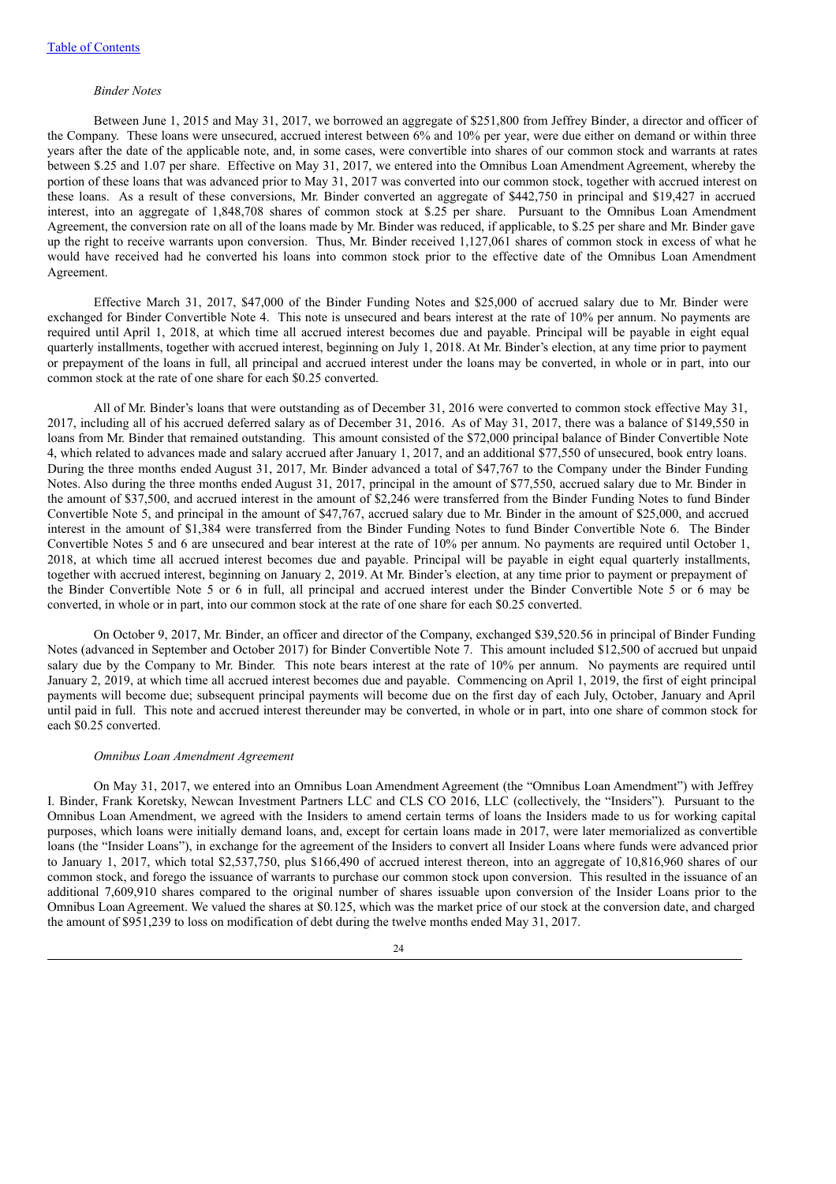*Binder Notes*

Between June 1, 2015 and May 31, 2017, we borrowed an aggregate of $251,800 from Jeffrey Binder, a director and officer of the Company. These loans were unsecured, accrued interest between 6% and 10% per year, were due either on demand or within three years after the date of the applicable note, and, in some cases, were convertible into shares of our common stock and warrants at rates between $.25 and 1.07 per share. Effective on May 31, 2017, we entered into the Omnibus Loan Amendment Agreement, whereby the portion of these loans that was advanced prior to May 31, 2017 was converted into our common stock, together with accrued interest on these loans. As a result of these conversions, Mr. Binder converted an aggregate of $442,750 in principal and $19,427 in accrued interest, into an aggregate of 1,848,708 shares of common stock at $.25 per share. Pursuant to the Omnibus Loan Amendment Agreement, the conversion rate on all of the loans made by Mr. Binder was reduced, if applicable, to $.25 per share and Mr. Binder gave up the right to receive warrants upon conversion. Thus, Mr. Binder received 1,127,061 shares of common stock in excess of what he would have received had he converted his loans into common stock prior to the effective date of the Omnibus Loan Amendment Agreement.

Effective March 31, 2017, $47,000 of the Binder Funding Notes and $25,000 of accrued salary due to Mr. Binder were exchanged for Binder Convertible Note 4. This note is unsecured and bears interest at the rate of 10% per annum. No payments are required until April 1, 2018, at which time all accrued interest becomes due and payable. Principal will be payable in eight equal quarterly installments, together with accrued interest, beginning on July 1, 2018. At Mr. Binder's election, at any time prior to payment or prepayment of the loans in full, all principal and accrued interest under the loans may be converted, in whole or in part, into our common stock at the rate of one share for each $0.25 converted.

All of Mr. Binder's loans that were outstanding as of December 31, 2016 were converted to common stock effective May 31, 2017, including all of his accrued deferred salary as of December 31, 2016. As of May 31, 2017, there was a balance of $149,550 in loans from Mr. Binder that remained outstanding. This amount consisted of the $72,000 principal balance of Binder Convertible Note 4, which related to advances made and salary accrued after January 1, 2017, and an additional $77,550 of unsecured, book entry loans. During the three months ended August 31, 2017, Mr. Binder advanced a total of $47,767 to the Company under the Binder Funding Notes. Also during the three months ended August 31, 2017, principal in the amount of $77,550, accrued salary due to Mr. Binder in the amount of $37,500, and accrued interest in the amount of $2,246 were transferred from the Binder Funding Notes to fund Binder Convertible Note 5, and principal in the amount of $47,767, accrued salary due to Mr. Binder in the amount of $25,000, and accrued interest in the amount of $1,384 were transferred from the Binder Funding Notes to fund Binder Convertible Note 6. The Binder Convertible Notes 5 and 6 are unsecured and bear interest at the rate of 10% per annum. No payments are required until October 1, 2018, at which time all accrued interest becomes due and payable. Principal will be payable in eight equal quarterly installments, together with accrued interest, beginning on January 2, 2019. At Mr. Binder's election, at any time prior to payment or prepayment of the Binder Convertible Note 5 or 6 in full, all principal and accrued interest under the Binder Convertible Note 5 or 6 may be converted, in whole or in part, into our common stock at the rate of one share for each $0.25 converted.

On October 9, 2017, Mr. Binder, an officer and director of the Company, exchanged $39,520.56 in principal of Binder Funding Notes (advanced in September and October 2017) for Binder Convertible Note 7. This amount included $12,500 of accrued but unpaid salary due by the Company to Mr. Binder. This note bears interest at the rate of 10% per annum. No payments are required until January 2, 2019, at which time all accrued interest becomes due and payable. Commencing on April 1, 2019, the first of eight principal payments will become due; subsequent principal payments will become due on the first day of each July, October, January and April until paid in full. This note and accrued interest thereunder may be converted, in whole or in part, into one share of common stock for each $0.25 converted.

*Omnibus Loan Amendment Agreement*

On May 31, 2017, we entered into an Omnibus Loan Amendment Agreement (the "Omnibus Loan Amendment") with Jeffrey I. Binder, Frank Koretsky, Newcan Investment Partners LLC and CLS CO 2016, LLC (collectively, the "Insiders"). Pursuant to the Omnibus Loan Amendment, we agreed with the Insiders to amend certain terms of loans the Insiders made to us for working capital purposes, which loans were initially demand loans, and, except for certain loans made in 2017, were later memorialized as convertible loans (the "Insider Loans"), in exchange for the agreement of the Insiders to convert all Insider Loans where funds were advanced prior to January 1, 2017, which total $2,537,750, plus $166,490 of accrued interest thereon, into an aggregate of 10,816,960 shares of our common stock, and forego the issuance of warrants to purchase our common stock upon conversion. This resulted in the issuance of an additional 7,609,910 shares compared to the original number of shares issuable upon conversion of the Insider Loans prior to the Omnibus Loan Agreement. We valued the shares at $0.125, which was the market price of our stock at the conversion date, and charged the amount of $951,239 to loss on modification of debt during the twelve months ended May 31, 2017.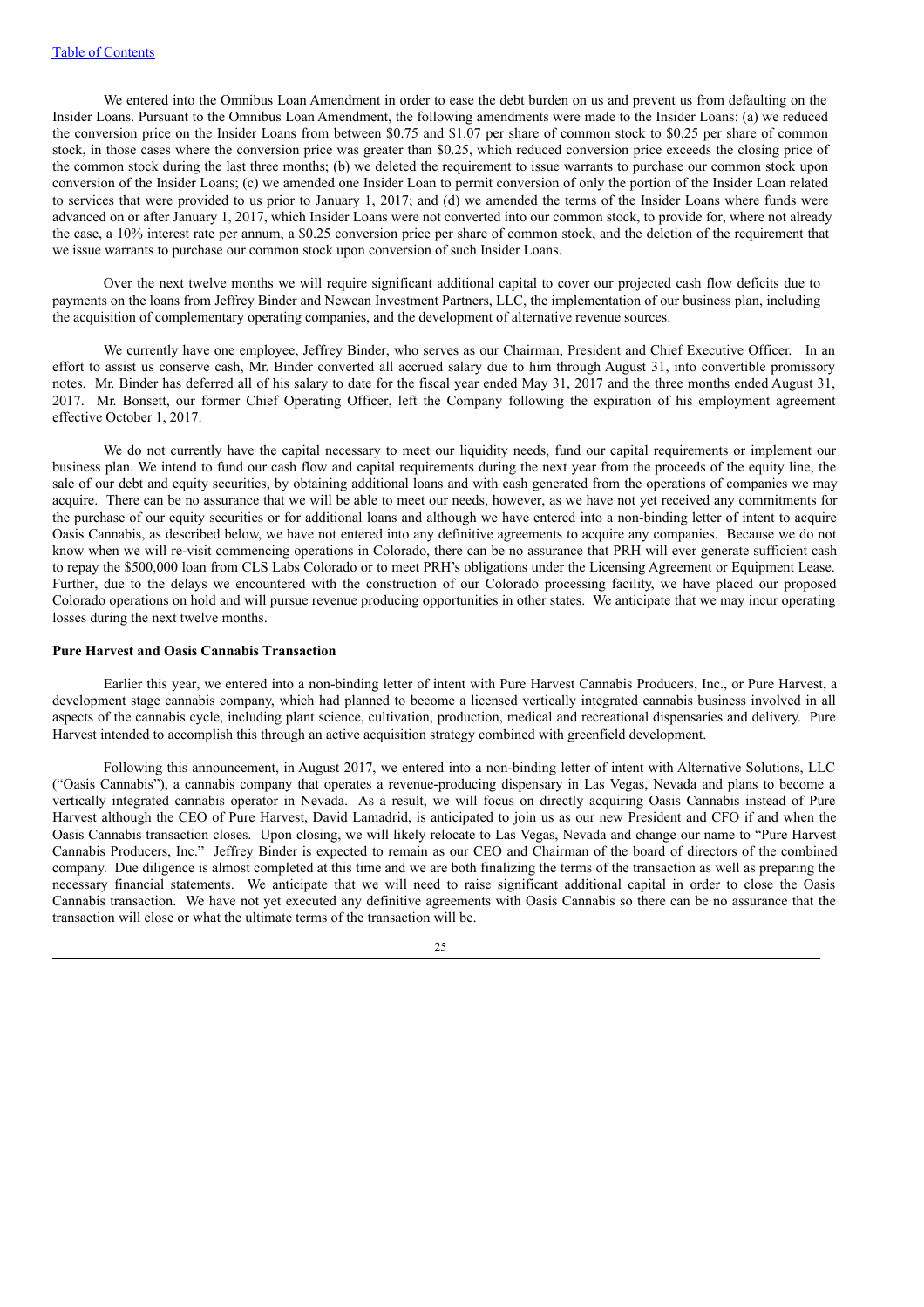We entered into the Omnibus Loan Amendment in order to ease the debt burden on us and prevent us from defaulting on the Insider Loans. Pursuant to the Omnibus Loan Amendment, the following amendments were made to the Insider Loans: (a) we reduced the conversion price on the Insider Loans from between $0.75 and $1.07 per share of common stock to $0.25 per share of common stock, in those cases where the conversion price was greater than $0.25, which reduced conversion price exceeds the closing price of the common stock during the last three months; (b) we deleted the requirement to issue warrants to purchase our common stock upon conversion of the Insider Loans; (c) we amended one Insider Loan to permit conversion of only the portion of the Insider Loan related to services that were provided to us prior to January 1, 2017; and (d) we amended the terms of the Insider Loans where funds were advanced on or after January 1, 2017, which Insider Loans were not converted into our common stock, to provide for, where not already the case, a 10% interest rate per annum, a $0.25 conversion price per share of common stock, and the deletion of the requirement that we issue warrants to purchase our common stock upon conversion of such Insider Loans.

Over the next twelve months we will require significant additional capital to cover our projected cash flow deficits due to payments on the loans from Jeffrey Binder and Newcan Investment Partners, LLC, the implementation of our business plan, including the acquisition of complementary operating companies, and the development of alternative revenue sources.

We currently have one employee, Jeffrey Binder, who serves as our Chairman, President and Chief Executive Officer. In an effort to assist us conserve cash, Mr. Binder converted all accrued salary due to him through August 31, into convertible promissory notes. Mr. Binder has deferred all of his salary to date for the fiscal year ended May 31, 2017 and the three months ended August 31, 2017. Mr. Bonsett, our former Chief Operating Officer, left the Company following the expiration of his employment agreement effective October 1, 2017.

We do not currently have the capital necessary to meet our liquidity needs, fund our capital requirements or implement our business plan. We intend to fund our cash flow and capital requirements during the next year from the proceeds of the equity line, the sale of our debt and equity securities, by obtaining additional loans and with cash generated from the operations of companies we may acquire. There can be no assurance that we will be able to meet our needs, however, as we have not yet received any commitments for the purchase of our equity securities or for additional loans and although we have entered into a non-binding letter of intent to acquire Oasis Cannabis, as described below, we have not entered into any definitive agreements to acquire any companies. Because we do not know when we will re-visit commencing operations in Colorado, there can be no assurance that PRH will ever generate sufficient cash to repay the $500,000 loan from CLS Labs Colorado or to meet PRH's obligations under the Licensing Agreement or Equipment Lease. Further, due to the delays we encountered with the construction of our Colorado processing facility, we have placed our proposed Colorado operations on hold and will pursue revenue producing opportunities in other states. We anticipate that we may incur operating losses during the next twelve months.

**Pure Harvest and Oasis Cannabis Transaction**

Earlier this year, we entered into a non-binding letter of intent with Pure Harvest Cannabis Producers, Inc., or Pure Harvest, a development stage cannabis company, which had planned to become a licensed vertically integrated cannabis business involved in all aspects of the cannabis cycle, including plant science, cultivation, production, medical and recreational dispensaries and delivery. Pure Harvest intended to accomplish this through an active acquisition strategy combined with greenfield development.

Following this announcement, in August 2017, we entered into a non-binding letter of intent with Alternative Solutions, LLC ("Oasis Cannabis"), a cannabis company that operates a revenue-producing dispensary in Las Vegas, Nevada and plans to become a vertically integrated cannabis operator in Nevada. As a result, we will focus on directly acquiring Oasis Cannabis instead of Pure Harvest although the CEO of Pure Harvest, David Lamadrid, is anticipated to join us as our new President and CFO if and when the Oasis Cannabis transaction closes. Upon closing, we will likely relocate to Las Vegas, Nevada and change our name to "Pure Harvest Cannabis Producers, Inc." Jeffrey Binder is expected to remain as our CEO and Chairman of the board of directors of the combined company. Due diligence is almost completed at this time and we are both finalizing the terms of the transaction as well as preparing the necessary financial statements. We anticipate that we will need to raise significant additional capital in order to close the Oasis Cannabis transaction. We have not yet executed any definitive agreements with Oasis Cannabis so there can be no assurance that the transaction will close or what the ultimate terms of the transaction will be.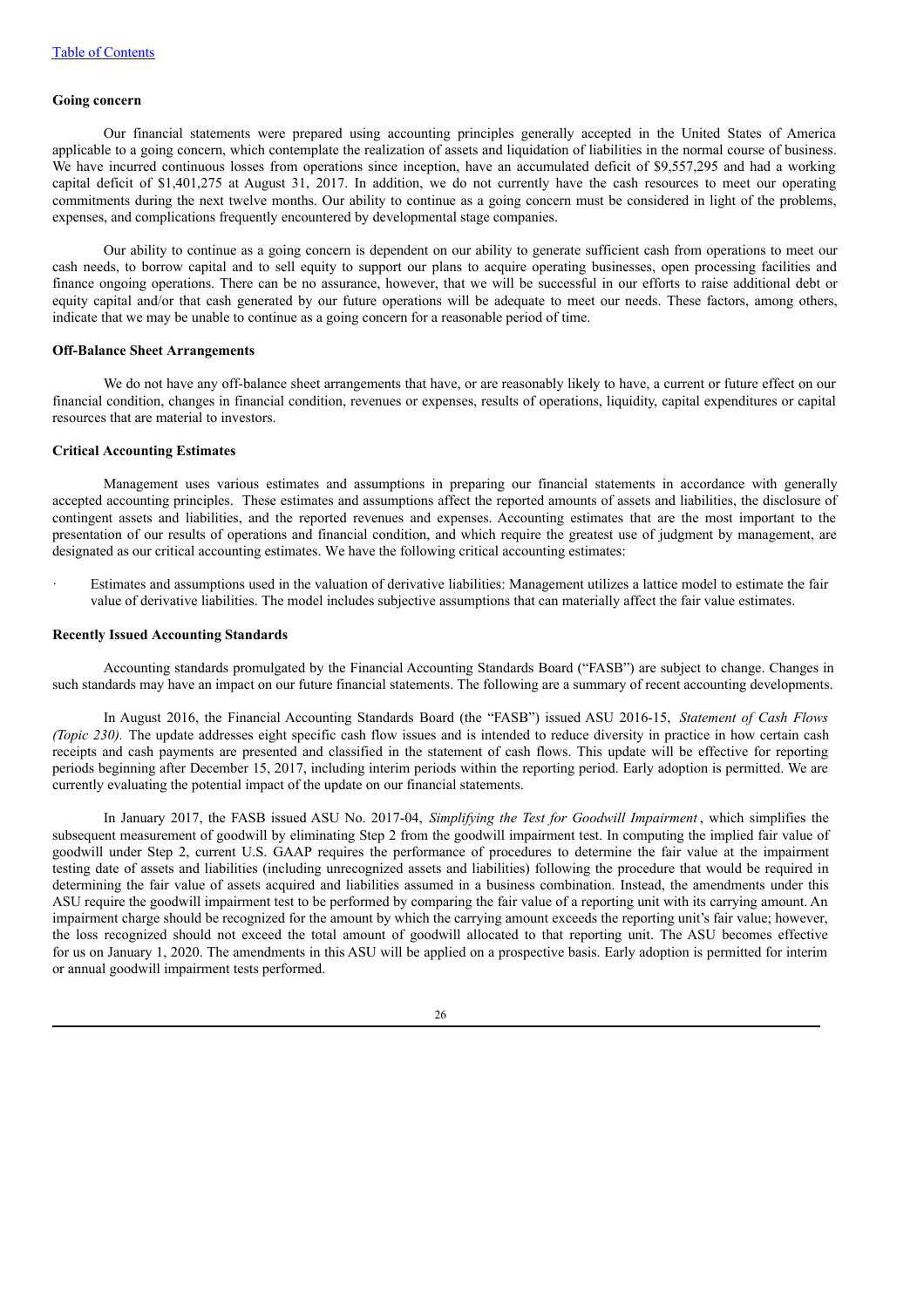**Going concern**

Our financial statements were prepared using accounting principles generally accepted in the United States of America applicable to a going concern, which contemplate the realization of assets and liquidation of liabilities in the normal course of business. We have incurred continuous losses from operations since inception, have an accumulated deficit of $9,557,295 and had a working capital deficit of $1,401,275 at August 31, 2017. In addition, we do not currently have the cash resources to meet our operating commitments during the next twelve months. Our ability to continue as a going concern must be considered in light of the problems, expenses, and complications frequently encountered by developmental stage companies.

Our ability to continue as a going concern is dependent on our ability to generate sufficient cash from operations to meet our cash needs, to borrow capital and to sell equity to support our plans to acquire operating businesses, open processing facilities and finance ongoing operations. There can be no assurance, however, that we will be successful in our efforts to raise additional debt or equity capital and/or that cash generated by our future operations will be adequate to meet our needs. These factors, among others, indicate that we may be unable to continue as a going concern for a reasonable period of time.

**Off-Balance Sheet Arrangements**

We do not have any off-balance sheet arrangements that have, or are reasonably likely to have, a current or future effect on our financial condition, changes in financial condition, revenues or expenses, results of operations, liquidity, capital expenditures or capital resources that are material to investors.

**Critical Accounting Estimates**

Management uses various estimates and assumptions in preparing our financial statements in accordance with generally accepted accounting principles. These estimates and assumptions affect the reported amounts of assets and liabilities, the disclosure of contingent assets and liabilities, and the reported revenues and expenses. Accounting estimates that are the most important to the presentation of our results of operations and financial condition, and which require the greatest use of judgment by management, are designated as our critical accounting estimates. We have the following critical accounting estimates:

- Estimates and assumptions used in the valuation of derivative liabilities: Management utilizes a lattice model to estimate the fair value of derivative liabilities. The model includes subjective assumptions that can materially affect the fair value estimates.

**Recently Issued Accounting Standards**

Accounting standards promulgated by the Financial Accounting Standards Board ("FASB") are subject to change. Changes in such standards may have an impact on our future financial statements. The following are a summary of recent accounting developments.

In August 2016, the Financial Accounting Standards Board (the "FASB") issued ASU 2016-15, *Statement of Cash Flows (Topic 230).* The update addresses eight specific cash flow issues and is intended to reduce diversity in practice in how certain cash receipts and cash payments are presented and classified in the statement of cash flows. This update will be effective for reporting periods beginning after December 15, 2017, including interim periods within the reporting period. Early adoption is permitted. We are currently evaluating the potential impact of the update on our financial statements.

In January 2017, the FASB issued ASU No. 2017-04, *Simplifying the Test for Goodwill Impairment*, which simplifies the subsequent measurement of goodwill by eliminating Step 2 from the goodwill impairment test. In computing the implied fair value of goodwill under Step 2, current U.S. GAAP requires the performance of procedures to determine the fair value at the impairment testing date of assets and liabilities (including unrecognized assets and liabilities) following the procedure that would be required in determining the fair value of assets acquired and liabilities assumed in a business combination. Instead, the amendments under this ASU require the goodwill impairment test to be performed by comparing the fair value of a reporting unit with its carrying amount. An impairment charge should be recognized for the amount by which the carrying amount exceeds the reporting unit's fair value; however, the loss recognized should not exceed the total amount of goodwill allocated to that reporting unit. The ASU becomes effective for us on January 1, 2020. The amendments in this ASU will be applied on a prospective basis. Early adoption is permitted for interim or annual goodwill impairment tests performed.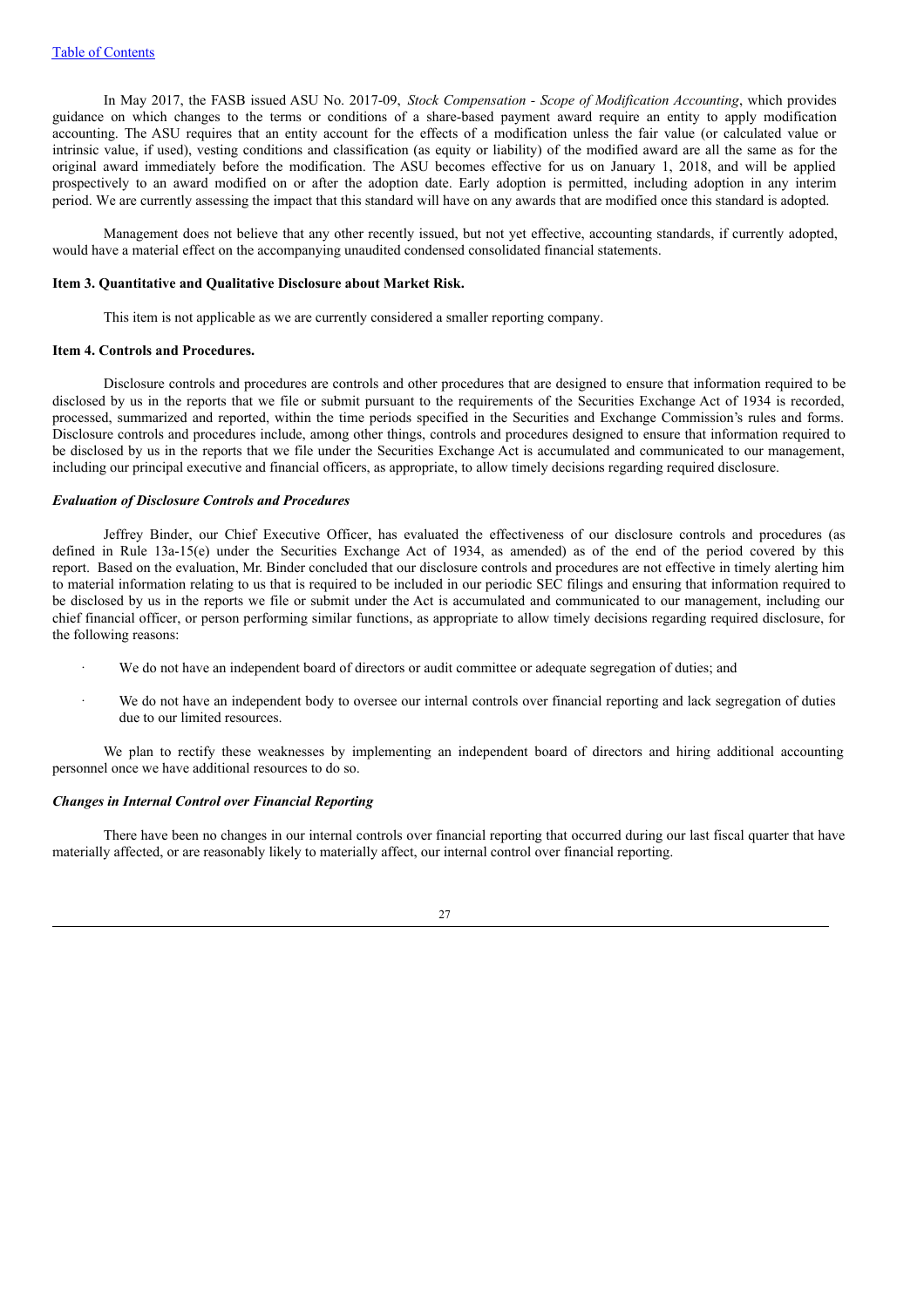In May 2017, the FASB issued ASU No. 2017-09, *Stock Compensation - Scope of Modification Accounting*, which provides guidance on which changes to the terms or conditions of a share-based payment award require an entity to apply modification accounting. The ASU requires that an entity account for the effects of a modification unless the fair value (or calculated value or intrinsic value, if used), vesting conditions and classification (as equity or liability) of the modified award are all the same as for the original award immediately before the modification. The ASU becomes effective for us on January 1, 2018, and will be applied prospectively to an award modified on or after the adoption date. Early adoption is permitted, including adoption in any interim period. We are currently assessing the impact that this standard will have on any awards that are modified once this standard is adopted.

Management does not believe that any other recently issued, but not yet effective, accounting standards, if currently adopted, would have a material effect on the accompanying unaudited condensed consolidated financial statements.

**Item 3. Quantitative and Qualitative Disclosure about Market Risk.**

This item is not applicable as we are currently considered a smaller reporting company.

**Item 4. Controls and Procedures.**

Disclosure controls and procedures are controls and other procedures that are designed to ensure that information required to be disclosed by us in the reports that we file or submit pursuant to the requirements of the Securities Exchange Act of 1934 is recorded, processed, summarized and reported, within the time periods specified in the Securities and Exchange Commission's rules and forms. Disclosure controls and procedures include, among other things, controls and procedures designed to ensure that information required to be disclosed by us in the reports that we file under the Securities Exchange Act is accumulated and communicated to our management, including our principal executive and financial officers, as appropriate, to allow timely decisions regarding required disclosure.

***Evaluation of Disclosure Controls and Procedures***

Jeffrey Binder, our Chief Executive Officer, has evaluated the effectiveness of our disclosure controls and procedures (as defined in Rule 13a-15(e) under the Securities Exchange Act of 1934, as amended) as of the end of the period covered by this report. Based on the evaluation, Mr. Binder concluded that our disclosure controls and procedures are not effective in timely alerting him to material information relating to us that is required to be included in our periodic SEC filings and ensuring that information required to be disclosed by us in the reports we file or submit under the Act is accumulated and communicated to our management, including our chief financial officer, or person performing similar functions, as appropriate to allow timely decisions regarding required disclosure, for the following reasons:

- We do not have an independent board of directors or audit committee or adequate segregation of duties; and
- We do not have an independent body to oversee our internal controls over financial reporting and lack segregation of duties due to our limited resources.

We plan to rectify these weaknesses by implementing an independent board of directors and hiring additional accounting personnel once we have additional resources to do so.

***Changes in Internal Control over Financial Reporting***

There have been no changes in our internal controls over financial reporting that occurred during our last fiscal quarter that have materially affected, or are reasonably likely to materially affect, our internal control over financial reporting.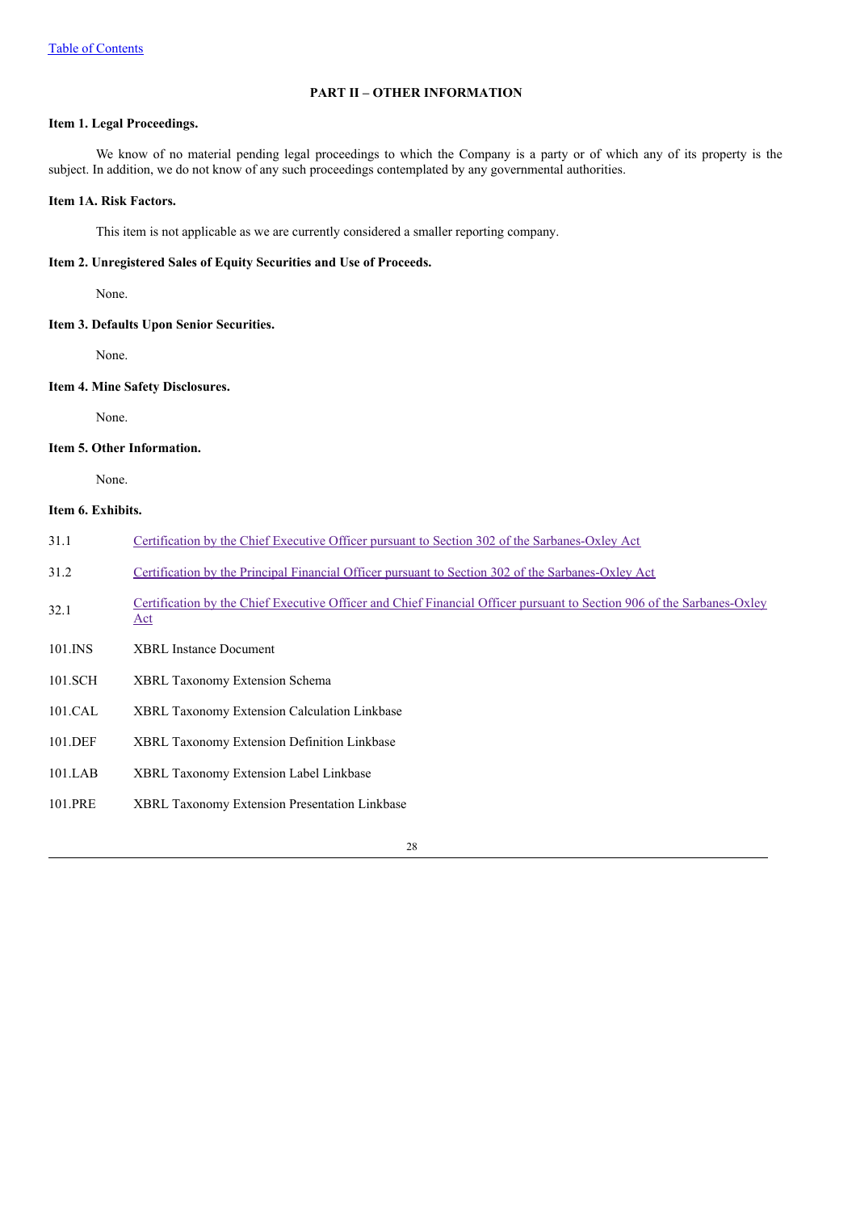## PART II – OTHER INFORMATION

### Item 1. Legal Proceedings.

We know of no material pending legal proceedings to which the Company is a party or of which any of its property is the subject. In addition, we do not know of any such proceedings contemplated by any governmental authorities.

### Item 1A. Risk Factors.

This item is not applicable as we are currently considered a smaller reporting company.

### Item 2. Unregistered Sales of Equity Securities and Use of Proceeds.

None.

### Item 3. Defaults Upon Senior Securities.

None.

### Item 4. Mine Safety Disclosures.

None.

### Item 5. Other Information.

None.

### Item 6. Exhibits.

| | |
|---|---|
| 31.1 | Certification by the Chief Executive Officer pursuant to Section 302 of the Sarbanes-Oxley Act |
| 31.2 | Certification by the Principal Financial Officer pursuant to Section 302 of the Sarbanes-Oxley Act |
| 32.1 | Certification by the Chief Executive Officer and Chief Financial Officer pursuant to Section 906 of the Sarbanes-Oxley Act |
| 101.INS | XBRL Instance Document |
| 101.SCH | XBRL Taxonomy Extension Schema |
| 101.CAL | XBRL Taxonomy Extension Calculation Linkbase |
| 101.DEF | XBRL Taxonomy Extension Definition Linkbase |
| 101.LAB | XBRL Taxonomy Extension Label Linkbase |
| 101.PRE | XBRL Taxonomy Extension Presentation Linkbase |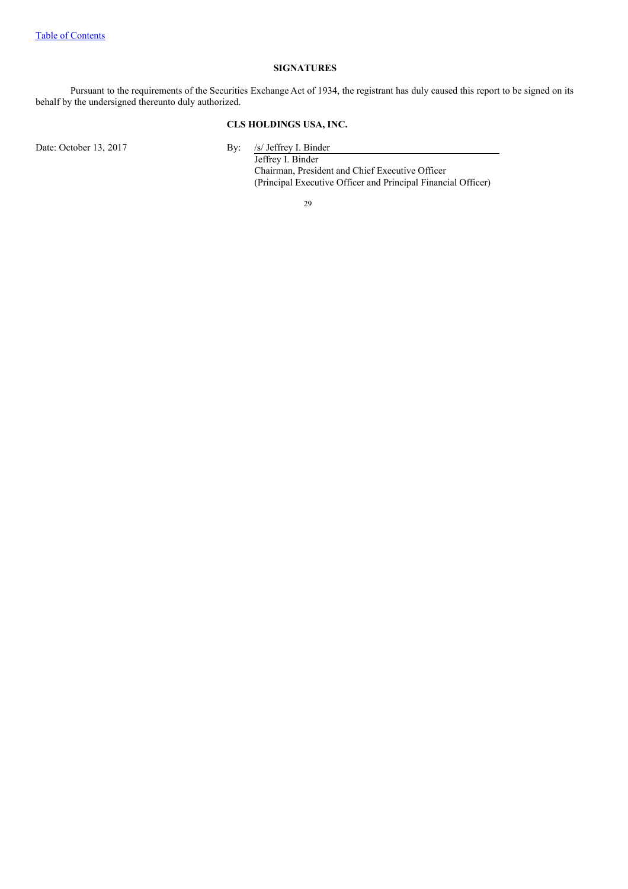## SIGNATURES

Pursuant to the requirements of the Securities Exchange Act of 1934, the registrant has duly caused this report to be signed on its behalf by the undersigned thereunto duly authorized.

**CLS HOLDINGS USA, INC.**

Date: October 13, 2017

By: /s/ Jeffrey I. Binder
Jeffrey I. Binder
Chairman, President and Chief Executive Officer
(Principal Executive Officer and Principal Financial Officer)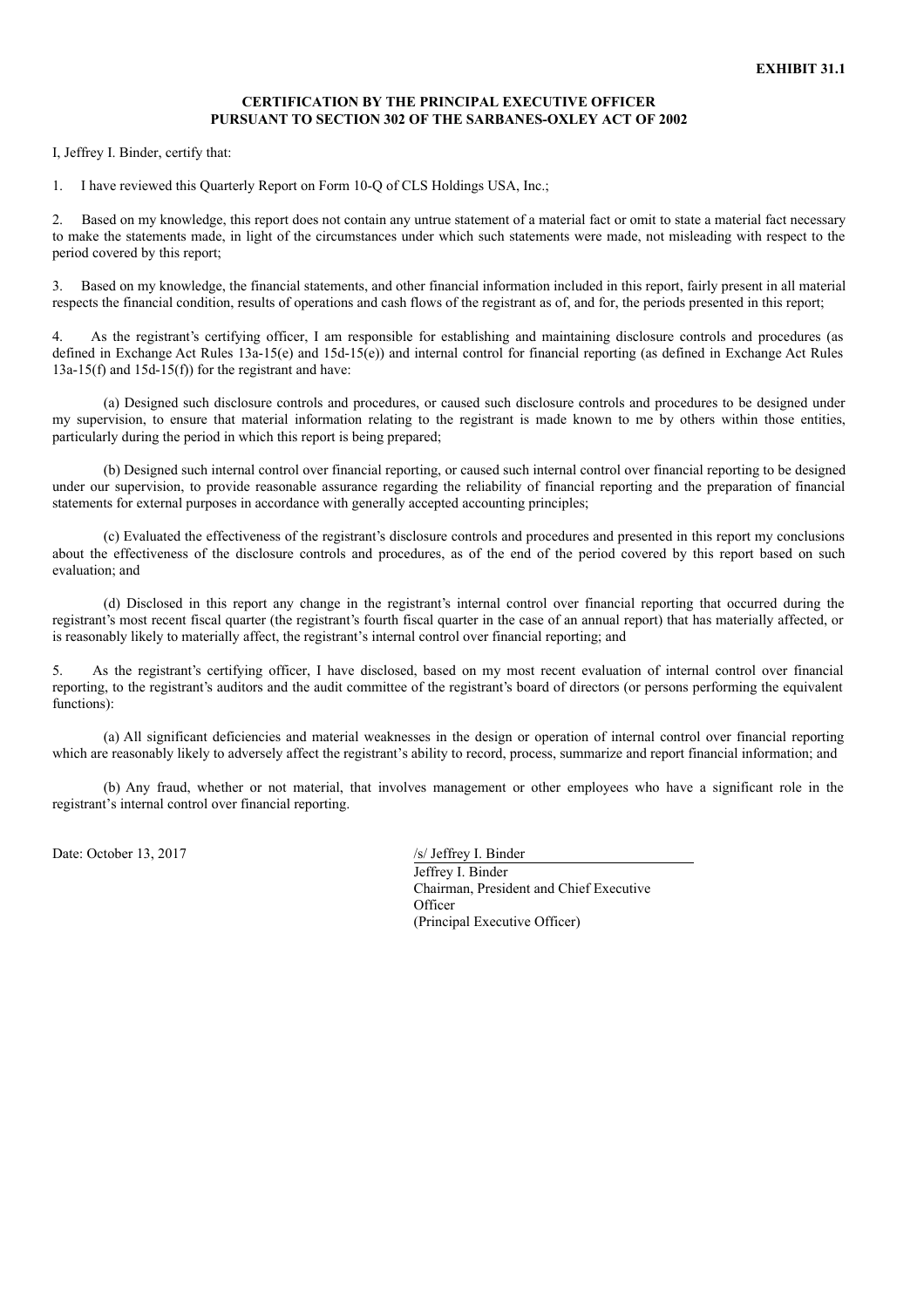**EXHIBIT 31.1**

**CERTIFICATION BY THE PRINCIPAL EXECUTIVE OFFICER PURSUANT TO SECTION 302 OF THE SARBANES-OXLEY ACT OF 2002**

I, Jeffrey I. Binder, certify that:

1. I have reviewed this Quarterly Report on Form 10-Q of CLS Holdings USA, Inc.;

2. Based on my knowledge, this report does not contain any untrue statement of a material fact or omit to state a material fact necessary to make the statements made, in light of the circumstances under which such statements were made, not misleading with respect to the period covered by this report;

3. Based on my knowledge, the financial statements, and other financial information included in this report, fairly present in all material respects the financial condition, results of operations and cash flows of the registrant as of, and for, the periods presented in this report;

4. As the registrant's certifying officer, I am responsible for establishing and maintaining disclosure controls and procedures (as defined in Exchange Act Rules 13a-15(e) and 15d-15(e)) and internal control for financial reporting (as defined in Exchange Act Rules 13a-15(f) and 15d-15(f)) for the registrant and have:

(a) Designed such disclosure controls and procedures, or caused such disclosure controls and procedures to be designed under my supervision, to ensure that material information relating to the registrant is made known to me by others within those entities, particularly during the period in which this report is being prepared;

(b) Designed such internal control over financial reporting, or caused such internal control over financial reporting to be designed under our supervision, to provide reasonable assurance regarding the reliability of financial reporting and the preparation of financial statements for external purposes in accordance with generally accepted accounting principles;

(c) Evaluated the effectiveness of the registrant's disclosure controls and procedures and presented in this report my conclusions about the effectiveness of the disclosure controls and procedures, as of the end of the period covered by this report based on such evaluation; and

(d) Disclosed in this report any change in the registrant's internal control over financial reporting that occurred during the registrant's most recent fiscal quarter (the registrant's fourth fiscal quarter in the case of an annual report) that has materially affected, or is reasonably likely to materially affect, the registrant's internal control over financial reporting; and

5. As the registrant's certifying officer, I have disclosed, based on my most recent evaluation of internal control over financial reporting, to the registrant's auditors and the audit committee of the registrant's board of directors (or persons performing the equivalent functions):

(a) All significant deficiencies and material weaknesses in the design or operation of internal control over financial reporting which are reasonably likely to adversely affect the registrant's ability to record, process, summarize and report financial information; and

(b) Any fraud, whether or not material, that involves management or other employees who have a significant role in the registrant's internal control over financial reporting.

Date: October 13, 2017

/s/ Jeffrey I. Binder
Jeffrey I. Binder
Chairman, President and Chief Executive Officer
(Principal Executive Officer)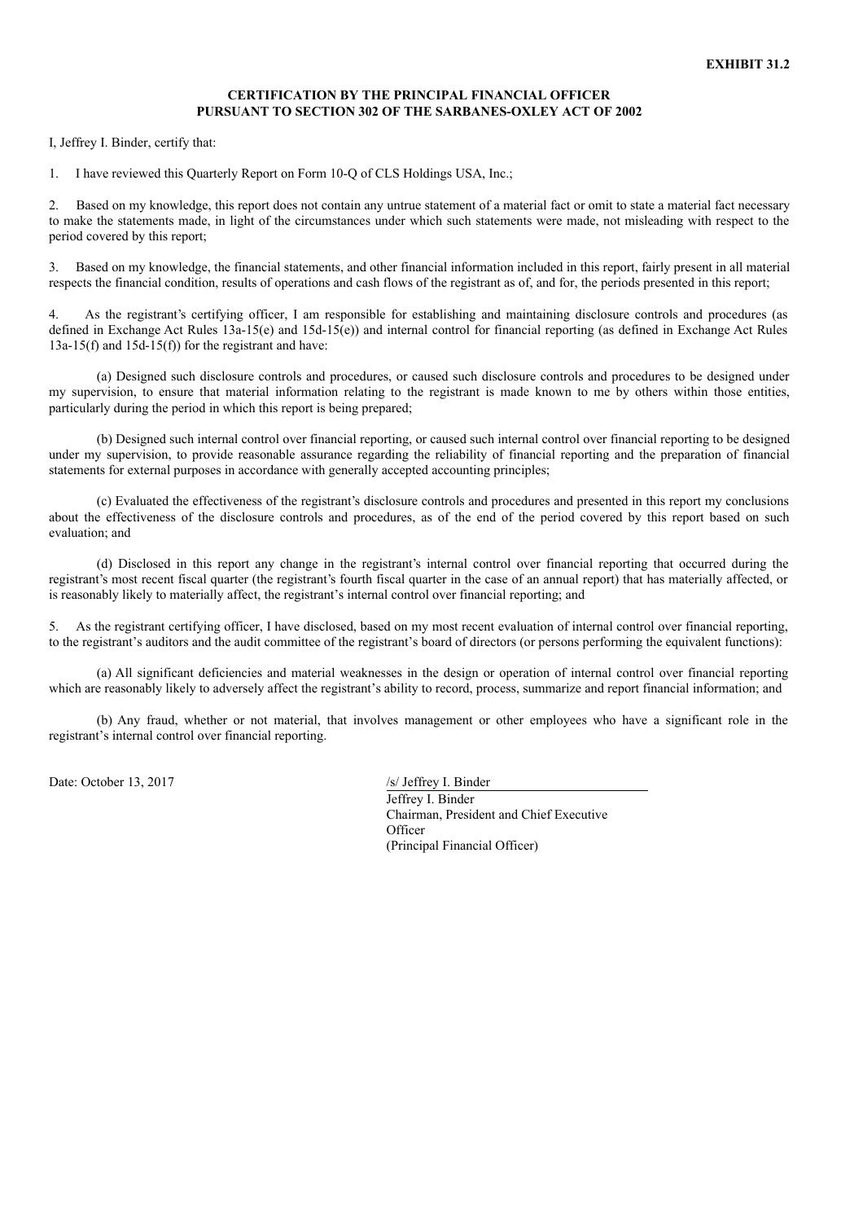**EXHIBIT 31.2**

**CERTIFICATION BY THE PRINCIPAL FINANCIAL OFFICER PURSUANT TO SECTION 302 OF THE SARBANES-OXLEY ACT OF 2002**

I, Jeffrey I. Binder, certify that:

1. I have reviewed this Quarterly Report on Form 10-Q of CLS Holdings USA, Inc.;

2. Based on my knowledge, this report does not contain any untrue statement of a material fact or omit to state a material fact necessary to make the statements made, in light of the circumstances under which such statements were made, not misleading with respect to the period covered by this report;

3. Based on my knowledge, the financial statements, and other financial information included in this report, fairly present in all material respects the financial condition, results of operations and cash flows of the registrant as of, and for, the periods presented in this report;

4. As the registrant's certifying officer, I am responsible for establishing and maintaining disclosure controls and procedures (as defined in Exchange Act Rules 13a-15(e) and 15d-15(e)) and internal control for financial reporting (as defined in Exchange Act Rules 13a-15(f) and 15d-15(f)) for the registrant and have:

(a) Designed such disclosure controls and procedures, or caused such disclosure controls and procedures to be designed under my supervision, to ensure that material information relating to the registrant is made known to me by others within those entities, particularly during the period in which this report is being prepared;

(b) Designed such internal control over financial reporting, or caused such internal control over financial reporting to be designed under my supervision, to provide reasonable assurance regarding the reliability of financial reporting and the preparation of financial statements for external purposes in accordance with generally accepted accounting principles;

(c) Evaluated the effectiveness of the registrant's disclosure controls and procedures and presented in this report my conclusions about the effectiveness of the disclosure controls and procedures, as of the end of the period covered by this report based on such evaluation; and

(d) Disclosed in this report any change in the registrant's internal control over financial reporting that occurred during the registrant's most recent fiscal quarter (the registrant's fourth fiscal quarter in the case of an annual report) that has materially affected, or is reasonably likely to materially affect, the registrant's internal control over financial reporting; and

5. As the registrant certifying officer, I have disclosed, based on my most recent evaluation of internal control over financial reporting, to the registrant's auditors and the audit committee of the registrant's board of directors (or persons performing the equivalent functions):

(a) All significant deficiencies and material weaknesses in the design or operation of internal control over financial reporting which are reasonably likely to adversely affect the registrant's ability to record, process, summarize and report financial information; and

(b) Any fraud, whether or not material, that involves management or other employees who have a significant role in the registrant's internal control over financial reporting.

Date: October 13, 2017

/s/ Jeffrey I. Binder
Jeffrey I. Binder
Chairman, President and Chief Executive Officer
(Principal Financial Officer)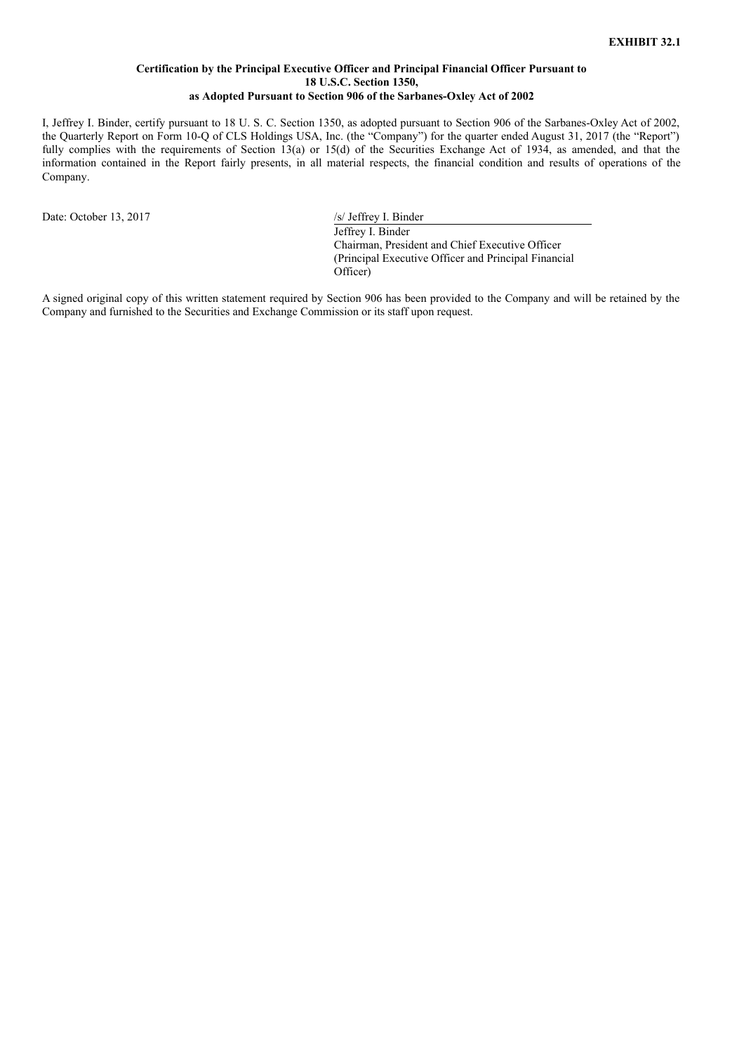**EXHIBIT 32.1**

**Certification by the Principal Executive Officer and Principal Financial Officer Pursuant to 18 U.S.C. Section 1350, as Adopted Pursuant to Section 906 of the Sarbanes-Oxley Act of 2002**

I, Jeffrey I. Binder, certify pursuant to 18 U. S. C. Section 1350, as adopted pursuant to Section 906 of the Sarbanes-Oxley Act of 2002, the Quarterly Report on Form 10-Q of CLS Holdings USA, Inc. (the "Company") for the quarter ended August 31, 2017 (the "Report") fully complies with the requirements of Section 13(a) or 15(d) of the Securities Exchange Act of 1934, as amended, and that the information contained in the Report fairly presents, in all material respects, the financial condition and results of operations of the Company.

Date: October 13, 2017

/s/ Jeffrey I. Binder
Jeffrey I. Binder
Chairman, President and Chief Executive Officer
(Principal Executive Officer and Principal Financial Officer)

A signed original copy of this written statement required by Section 906 has been provided to the Company and will be retained by the Company and furnished to the Securities and Exchange Commission or its staff upon request.